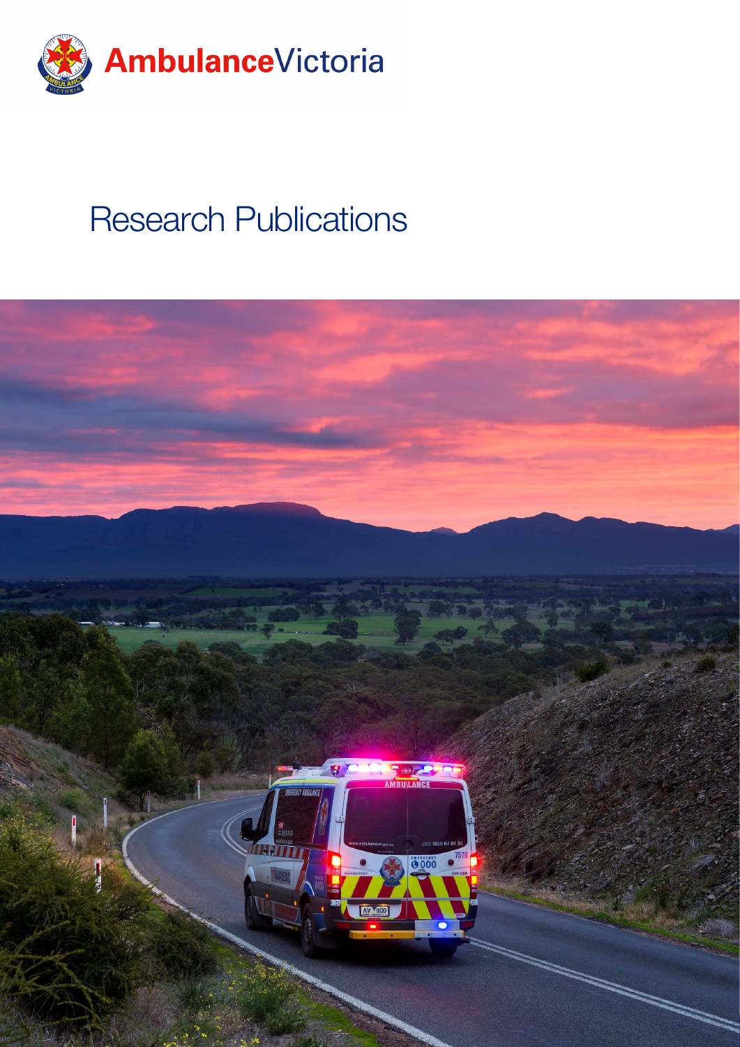AmbulanceVictoria

# Research Publications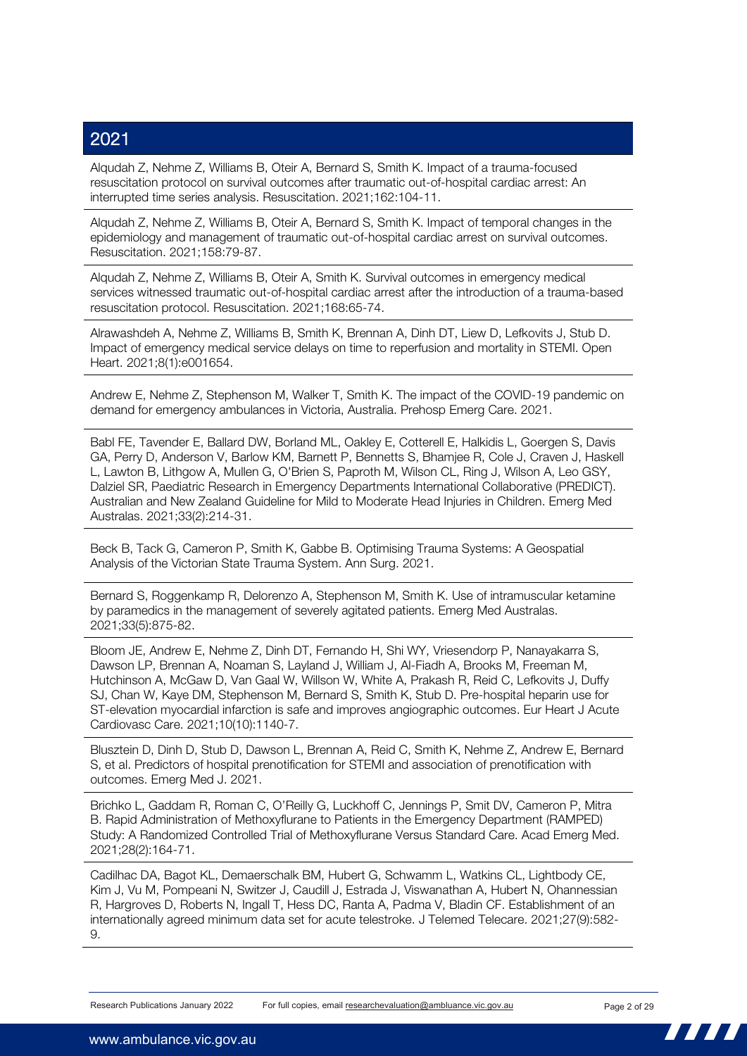## 2021

Alqudah Z, Nehme Z, Williams B, Oteir A, Bernard S, Smith K. Impact of a trauma-focused resuscitation protocol on survival outcomes after traumatic out-of-hospital cardiac arrest: An interrupted time series analysis. Resuscitation. 2021;162:104-11.

Alqudah Z, Nehme Z, Williams B, Oteir A, Bernard S, Smith K. Impact of temporal changes in the epidemiology and management of traumatic out-of-hospital cardiac arrest on survival outcomes. Resuscitation. 2021;158:79-87.

Alqudah Z, Nehme Z, Williams B, Oteir A, Smith K. Survival outcomes in emergency medical services witnessed traumatic out-of-hospital cardiac arrest after the introduction of a trauma-based resuscitation protocol. Resuscitation. 2021;168:65-74.

Alrawashdeh A, Nehme Z, Williams B, Smith K, Brennan A, Dinh DT, Liew D, Lefkovits J, Stub D. Impact of emergency medical service delays on time to reperfusion and mortality in STEMI. Open Heart. 2021;8(1):e001654.

Andrew E, Nehme Z, Stephenson M, Walker T, Smith K. The impact of the COVID-19 pandemic on demand for emergency ambulances in Victoria, Australia. Prehosp Emerg Care. 2021.

Babl FE, Tavender E, Ballard DW, Borland ML, Oakley E, Cotterell E, Halkidis L, Goergen S, Davis GA, Perry D, Anderson V, Barlow KM, Barnett P, Bennetts S, Bhamjee R, Cole J, Craven J, Haskell L, Lawton B, Lithgow A, Mullen G, O'Brien S, Paproth M, Wilson CL, Ring J, Wilson A, Leo GSY, Dalziel SR, Paediatric Research in Emergency Departments International Collaborative (PREDICT). Australian and New Zealand Guideline for Mild to Moderate Head Injuries in Children. Emerg Med Australas. 2021;33(2):214-31.

Beck B, Tack G, Cameron P, Smith K, Gabbe B. Optimising Trauma Systems: A Geospatial Analysis of the Victorian State Trauma System. Ann Surg. 2021.

Bernard S, Roggenkamp R, Delorenzo A, Stephenson M, Smith K. Use of intramuscular ketamine by paramedics in the management of severely agitated patients. Emerg Med Australas. 2021;33(5):875-82.

Bloom JE, Andrew E, Nehme Z, Dinh DT, Fernando H, Shi WY, Vriesendorp P, Nanayakarra S, Dawson LP, Brennan A, Noaman S, Layland J, William J, Al-Fiadh A, Brooks M, Freeman M, Hutchinson A, McGaw D, Van Gaal W, Willson W, White A, Prakash R, Reid C, Lefkovits J, Duffy SJ, Chan W, Kaye DM, Stephenson M, Bernard S, Smith K, Stub D. Pre-hospital heparin use for ST-elevation myocardial infarction is safe and improves angiographic outcomes. Eur Heart J Acute Cardiovasc Care. 2021;10(10):1140-7.

Blusztein D, Dinh D, Stub D, Dawson L, Brennan A, Reid C, Smith K, Nehme Z, Andrew E, Bernard S, et al. Predictors of hospital prenotification for STEMI and association of prenotification with outcomes. Emerg Med J. 2021.

Brichko L, Gaddam R, Roman C, O'Reilly G, Luckhoff C, Jennings P, Smit DV, Cameron P, Mitra B. Rapid Administration of Methoxyflurane to Patients in the Emergency Department (RAMPED) Study: A Randomized Controlled Trial of Methoxyflurane Versus Standard Care. Acad Emerg Med. 2021;28(2):164-71.

Cadilhac DA, Bagot KL, Demaerschalk BM, Hubert G, Schwamm L, Watkins CL, Lightbody CE, Kim J, Vu M, Pompeani N, Switzer J, Caudill J, Estrada J, Viswanathan A, Hubert N, Ohannessian R, Hargroves D, Roberts N, Ingall T, Hess DC, Ranta A, Padma V, Bladin CF. Establishment of an internationally agreed minimum data set for acute telestroke. J Telemed Telecare. 2021;27(9):582-9.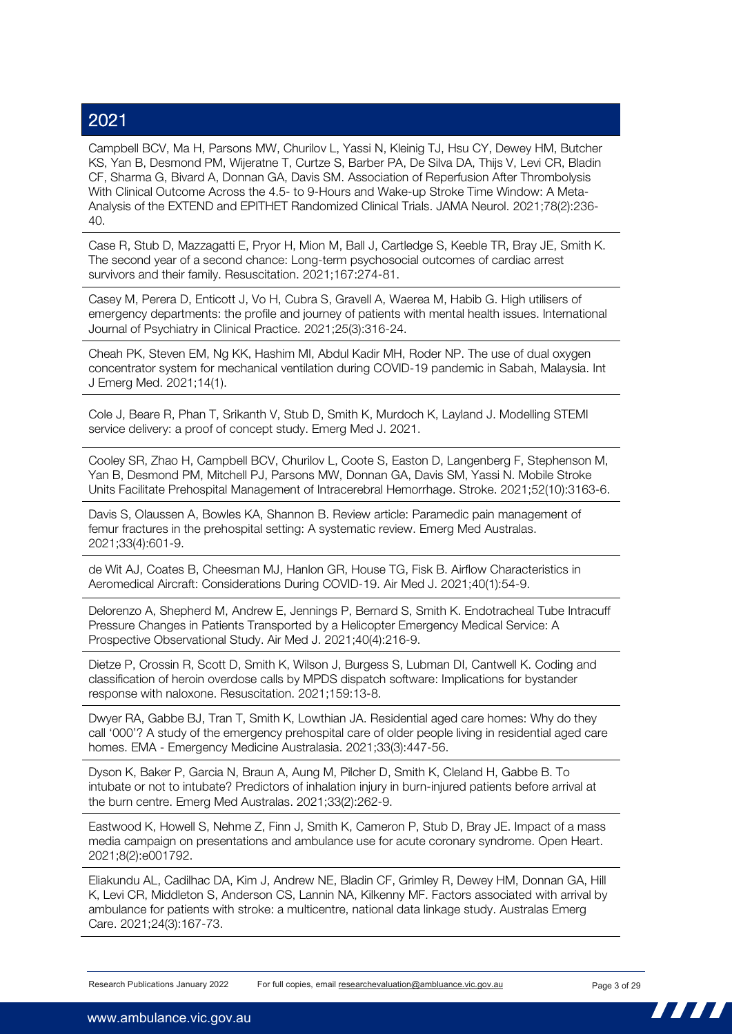## 2021

Campbell BCV, Ma H, Parsons MW, Churilov L, Yassi N, Kleinig TJ, Hsu CY, Dewey HM, Butcher KS, Yan B, Desmond PM, Wijeratne T, Curtze S, Barber PA, De Silva DA, Thijs V, Levi CR, Bladin CF, Sharma G, Bivard A, Donnan GA, Davis SM. Association of Reperfusion After Thrombolysis With Clinical Outcome Across the 4.5- to 9-Hours and Wake-up Stroke Time Window: A Meta-Analysis of the EXTEND and EPITHET Randomized Clinical Trials. JAMA Neurol. 2021;78(2):236-40.

Case R, Stub D, Mazzagatti E, Pryor H, Mion M, Ball J, Cartledge S, Keeble TR, Bray JE, Smith K. The second year of a second chance: Long-term psychosocial outcomes of cardiac arrest survivors and their family. Resuscitation. 2021;167:274-81.

Casey M, Perera D, Enticott J, Vo H, Cubra S, Gravell A, Waerea M, Habib G. High utilisers of emergency departments: the profile and journey of patients with mental health issues. International Journal of Psychiatry in Clinical Practice. 2021;25(3):316-24.

Cheah PK, Steven EM, Ng KK, Hashim MI, Abdul Kadir MH, Roder NP. The use of dual oxygen concentrator system for mechanical ventilation during COVID-19 pandemic in Sabah, Malaysia. Int J Emerg Med. 2021;14(1).

Cole J, Beare R, Phan T, Srikanth V, Stub D, Smith K, Murdoch K, Layland J. Modelling STEMI service delivery: a proof of concept study. Emerg Med J. 2021.

Cooley SR, Zhao H, Campbell BCV, Churilov L, Coote S, Easton D, Langenberg F, Stephenson M, Yan B, Desmond PM, Mitchell PJ, Parsons MW, Donnan GA, Davis SM, Yassi N. Mobile Stroke Units Facilitate Prehospital Management of Intracerebral Hemorrhage. Stroke. 2021;52(10):3163-6.

Davis S, Olaussen A, Bowles KA, Shannon B. Review article: Paramedic pain management of femur fractures in the prehospital setting: A systematic review. Emerg Med Australas. 2021;33(4):601-9.

de Wit AJ, Coates B, Cheesman MJ, Hanlon GR, House TG, Fisk B. Airflow Characteristics in Aeromedical Aircraft: Considerations During COVID-19. Air Med J. 2021;40(1):54-9.

Delorenzo A, Shepherd M, Andrew E, Jennings P, Bernard S, Smith K. Endotracheal Tube Intracuff Pressure Changes in Patients Transported by a Helicopter Emergency Medical Service: A Prospective Observational Study. Air Med J. 2021;40(4):216-9.

Dietze P, Crossin R, Scott D, Smith K, Wilson J, Burgess S, Lubman DI, Cantwell K. Coding and classification of heroin overdose calls by MPDS dispatch software: Implications for bystander response with naloxone. Resuscitation. 2021;159:13-8.

Dwyer RA, Gabbe BJ, Tran T, Smith K, Lowthian JA. Residential aged care homes: Why do they call '000'? A study of the emergency prehospital care of older people living in residential aged care homes. EMA - Emergency Medicine Australasia. 2021;33(3):447-56.

Dyson K, Baker P, Garcia N, Braun A, Aung M, Pilcher D, Smith K, Cleland H, Gabbe B. To intubate or not to intubate? Predictors of inhalation injury in burn-injured patients before arrival at the burn centre. Emerg Med Australas. 2021;33(2):262-9.

Eastwood K, Howell S, Nehme Z, Finn J, Smith K, Cameron P, Stub D, Bray JE. Impact of a mass media campaign on presentations and ambulance use for acute coronary syndrome. Open Heart. 2021;8(2):e001792.

Eliakundu AL, Cadilhac DA, Kim J, Andrew NE, Bladin CF, Grimley R, Dewey HM, Donnan GA, Hill K, Levi CR, Middleton S, Anderson CS, Lannin NA, Kilkenny MF. Factors associated with arrival by ambulance for patients with stroke: a multicentre, national data linkage study. Australas Emerg Care. 2021;24(3):167-73.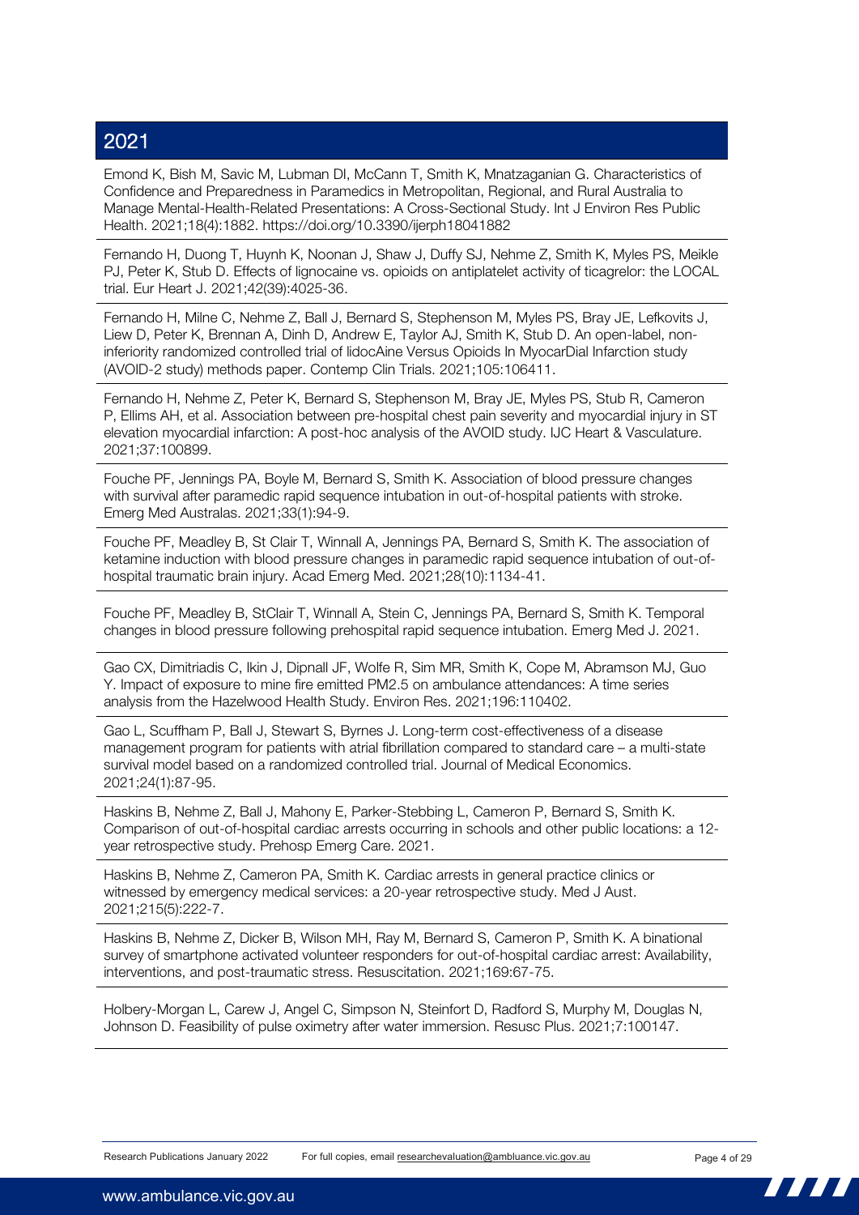## 2021

Emond K, Bish M, Savic M, Lubman DI, McCann T, Smith K, Mnatzaganian G. Characteristics of Confidence and Preparedness in Paramedics in Metropolitan, Regional, and Rural Australia to Manage Mental-Health-Related Presentations: A Cross-Sectional Study. Int J Environ Res Public Health. 2021;18(4):1882. https://doi.org/10.3390/ijerph18041882

Fernando H, Duong T, Huynh K, Noonan J, Shaw J, Duffy SJ, Nehme Z, Smith K, Myles PS, Meikle PJ, Peter K, Stub D. Effects of lignocaine vs. opioids on antiplatelet activity of ticagrelor: the LOCAL trial. Eur Heart J. 2021;42(39):4025-36.

Fernando H, Milne C, Nehme Z, Ball J, Bernard S, Stephenson M, Myles PS, Bray JE, Lefkovits J, Liew D, Peter K, Brennan A, Dinh D, Andrew E, Taylor AJ, Smith K, Stub D. An open-label, non-inferiority randomized controlled trial of lidocAine Versus Opioids In MyocarDial Infarction study (AVOID-2 study) methods paper. Contemp Clin Trials. 2021;105:106411.

Fernando H, Nehme Z, Peter K, Bernard S, Stephenson M, Bray JE, Myles PS, Stub R, Cameron P, Ellims AH, et al. Association between pre-hospital chest pain severity and myocardial injury in ST elevation myocardial infarction: A post-hoc analysis of the AVOID study. IJC Heart & Vasculature. 2021;37:100899.

Fouche PF, Jennings PA, Boyle M, Bernard S, Smith K. Association of blood pressure changes with survival after paramedic rapid sequence intubation in out-of-hospital patients with stroke. Emerg Med Australas. 2021;33(1):94-9.

Fouche PF, Meadley B, St Clair T, Winnall A, Jennings PA, Bernard S, Smith K. The association of ketamine induction with blood pressure changes in paramedic rapid sequence intubation of out-of-hospital traumatic brain injury. Acad Emerg Med. 2021;28(10):1134-41.

Fouche PF, Meadley B, StClair T, Winnall A, Stein C, Jennings PA, Bernard S, Smith K. Temporal changes in blood pressure following prehospital rapid sequence intubation. Emerg Med J. 2021.

Gao CX, Dimitriadis C, Ikin J, Dipnall JF, Wolfe R, Sim MR, Smith K, Cope M, Abramson MJ, Guo Y. Impact of exposure to mine fire emitted PM2.5 on ambulance attendances: A time series analysis from the Hazelwood Health Study. Environ Res. 2021;196:110402.

Gao L, Scuffham P, Ball J, Stewart S, Byrnes J. Long-term cost-effectiveness of a disease management program for patients with atrial fibrillation compared to standard care – a multi-state survival model based on a randomized controlled trial. Journal of Medical Economics. 2021;24(1):87-95.

Haskins B, Nehme Z, Ball J, Mahony E, Parker-Stebbing L, Cameron P, Bernard S, Smith K. Comparison of out-of-hospital cardiac arrests occurring in schools and other public locations: a 12-year retrospective study. Prehosp Emerg Care. 2021.

Haskins B, Nehme Z, Cameron PA, Smith K. Cardiac arrests in general practice clinics or witnessed by emergency medical services: a 20-year retrospective study. Med J Aust. 2021;215(5):222-7.

Haskins B, Nehme Z, Dicker B, Wilson MH, Ray M, Bernard S, Cameron P, Smith K. A binational survey of smartphone activated volunteer responders for out-of-hospital cardiac arrest: Availability, interventions, and post-traumatic stress. Resuscitation. 2021;169:67-75.

Holbery-Morgan L, Carew J, Angel C, Simpson N, Steinfort D, Radford S, Murphy M, Douglas N, Johnson D. Feasibility of pulse oximetry after water immersion. Resusc Plus. 2021;7:100147.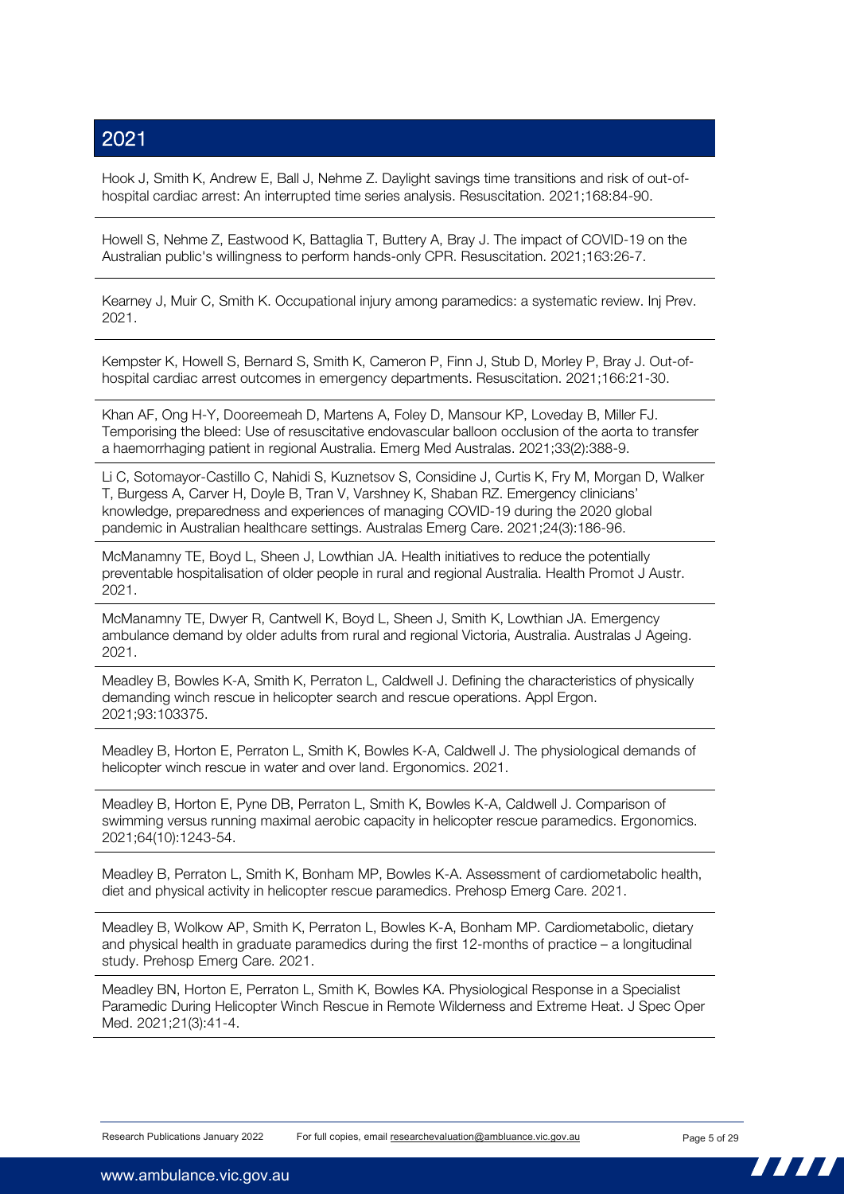## 2021

Hook J, Smith K, Andrew E, Ball J, Nehme Z. Daylight savings time transitions and risk of out-of-hospital cardiac arrest: An interrupted time series analysis. Resuscitation. 2021;168:84-90.

Howell S, Nehme Z, Eastwood K, Battaglia T, Buttery A, Bray J. The impact of COVID-19 on the Australian public's willingness to perform hands-only CPR. Resuscitation. 2021;163:26-7.

Kearney J, Muir C, Smith K. Occupational injury among paramedics: a systematic review. Inj Prev. 2021.

Kempster K, Howell S, Bernard S, Smith K, Cameron P, Finn J, Stub D, Morley P, Bray J. Out-of-hospital cardiac arrest outcomes in emergency departments. Resuscitation. 2021;166:21-30.

Khan AF, Ong H-Y, Dooreemeah D, Martens A, Foley D, Mansour KP, Loveday B, Miller FJ. Temporising the bleed: Use of resuscitative endovascular balloon occlusion of the aorta to transfer a haemorrhaging patient in regional Australia. Emerg Med Australas. 2021;33(2):388-9.

Li C, Sotomayor-Castillo C, Nahidi S, Kuznetsov S, Considine J, Curtis K, Fry M, Morgan D, Walker T, Burgess A, Carver H, Doyle B, Tran V, Varshney K, Shaban RZ. Emergency clinicians' knowledge, preparedness and experiences of managing COVID-19 during the 2020 global pandemic in Australian healthcare settings. Australas Emerg Care. 2021;24(3):186-96.

McManamny TE, Boyd L, Sheen J, Lowthian JA. Health initiatives to reduce the potentially preventable hospitalisation of older people in rural and regional Australia. Health Promot J Austr. 2021.

McManamny TE, Dwyer R, Cantwell K, Boyd L, Sheen J, Smith K, Lowthian JA. Emergency ambulance demand by older adults from rural and regional Victoria, Australia. Australas J Ageing. 2021.

Meadley B, Bowles K-A, Smith K, Perraton L, Caldwell J. Defining the characteristics of physically demanding winch rescue in helicopter search and rescue operations. Appl Ergon. 2021;93:103375.

Meadley B, Horton E, Perraton L, Smith K, Bowles K-A, Caldwell J. The physiological demands of helicopter winch rescue in water and over land. Ergonomics. 2021.

Meadley B, Horton E, Pyne DB, Perraton L, Smith K, Bowles K-A, Caldwell J. Comparison of swimming versus running maximal aerobic capacity in helicopter rescue paramedics. Ergonomics. 2021;64(10):1243-54.

Meadley B, Perraton L, Smith K, Bonham MP, Bowles K-A. Assessment of cardiometabolic health, diet and physical activity in helicopter rescue paramedics. Prehosp Emerg Care. 2021.

Meadley B, Wolkow AP, Smith K, Perraton L, Bowles K-A, Bonham MP. Cardiometabolic, dietary and physical health in graduate paramedics during the first 12-months of practice – a longitudinal study. Prehosp Emerg Care. 2021.

Meadley BN, Horton E, Perraton L, Smith K, Bowles KA. Physiological Response in a Specialist Paramedic During Helicopter Winch Rescue in Remote Wilderness and Extreme Heat. J Spec Oper Med. 2021;21(3):41-4.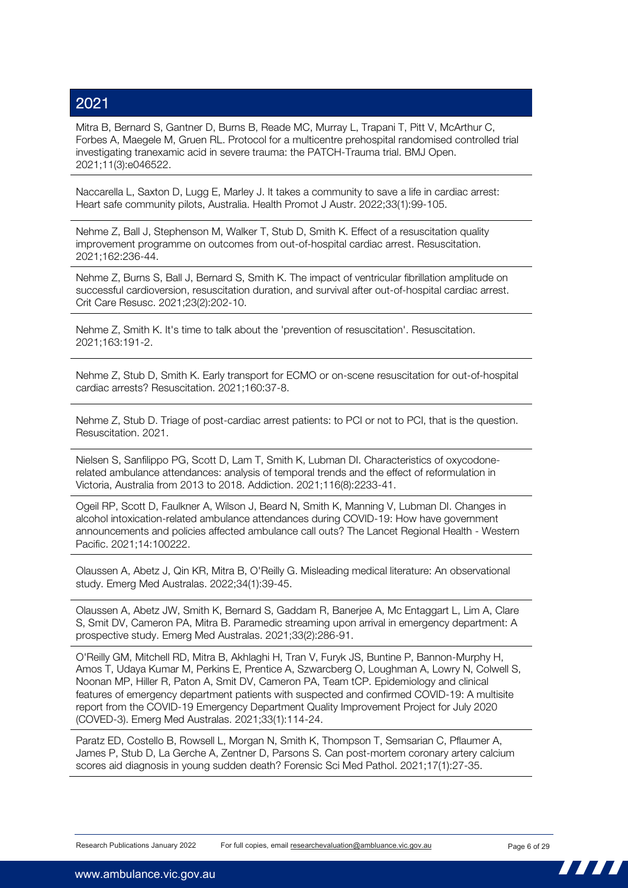## 2021

Mitra B, Bernard S, Gantner D, Burns B, Reade MC, Murray L, Trapani T, Pitt V, McArthur C, Forbes A, Maegele M, Gruen RL. Protocol for a multicentre prehospital randomised controlled trial investigating tranexamic acid in severe trauma: the PATCH-Trauma trial. BMJ Open. 2021;11(3):e046522.

Naccarella L, Saxton D, Lugg E, Marley J. It takes a community to save a life in cardiac arrest: Heart safe community pilots, Australia. Health Promot J Austr. 2022;33(1):99-105.

Nehme Z, Ball J, Stephenson M, Walker T, Stub D, Smith K. Effect of a resuscitation quality improvement programme on outcomes from out-of-hospital cardiac arrest. Resuscitation. 2021;162:236-44.

Nehme Z, Burns S, Ball J, Bernard S, Smith K. The impact of ventricular fibrillation amplitude on successful cardioversion, resuscitation duration, and survival after out-of-hospital cardiac arrest. Crit Care Resusc. 2021;23(2):202-10.

Nehme Z, Smith K. It's time to talk about the 'prevention of resuscitation'. Resuscitation. 2021;163:191-2.

Nehme Z, Stub D, Smith K. Early transport for ECMO or on-scene resuscitation for out-of-hospital cardiac arrests? Resuscitation. 2021;160:37-8.

Nehme Z, Stub D. Triage of post-cardiac arrest patients: to PCI or not to PCI, that is the question. Resuscitation. 2021.

Nielsen S, Sanfilippo PG, Scott D, Lam T, Smith K, Lubman DI. Characteristics of oxycodone-related ambulance attendances: analysis of temporal trends and the effect of reformulation in Victoria, Australia from 2013 to 2018. Addiction. 2021;116(8):2233-41.

Ogeil RP, Scott D, Faulkner A, Wilson J, Beard N, Smith K, Manning V, Lubman DI. Changes in alcohol intoxication-related ambulance attendances during COVID-19: How have government announcements and policies affected ambulance call outs? The Lancet Regional Health - Western Pacific. 2021;14:100222.

Olaussen A, Abetz J, Qin KR, Mitra B, O'Reilly G. Misleading medical literature: An observational study. Emerg Med Australas. 2022;34(1):39-45.

Olaussen A, Abetz JW, Smith K, Bernard S, Gaddam R, Banerjee A, Mc Entaggart L, Lim A, Clare S, Smit DV, Cameron PA, Mitra B. Paramedic streaming upon arrival in emergency department: A prospective study. Emerg Med Australas. 2021;33(2):286-91.

O'Reilly GM, Mitchell RD, Mitra B, Akhlaghi H, Tran V, Furyk JS, Buntine P, Bannon-Murphy H, Amos T, Udaya Kumar M, Perkins E, Prentice A, Szwarcberg O, Loughman A, Lowry N, Colwell S, Noonan MP, Hiller R, Paton A, Smit DV, Cameron PA, Team tCP. Epidemiology and clinical features of emergency department patients with suspected and confirmed COVID-19: A multisite report from the COVID-19 Emergency Department Quality Improvement Project for July 2020 (COVED-3). Emerg Med Australas. 2021;33(1):114-24.

Paratz ED, Costello B, Rowsell L, Morgan N, Smith K, Thompson T, Semsarian C, Pflaumer A, James P, Stub D, La Gerche A, Zentner D, Parsons S. Can post-mortem coronary artery calcium scores aid diagnosis in young sudden death? Forensic Sci Med Pathol. 2021;17(1):27-35.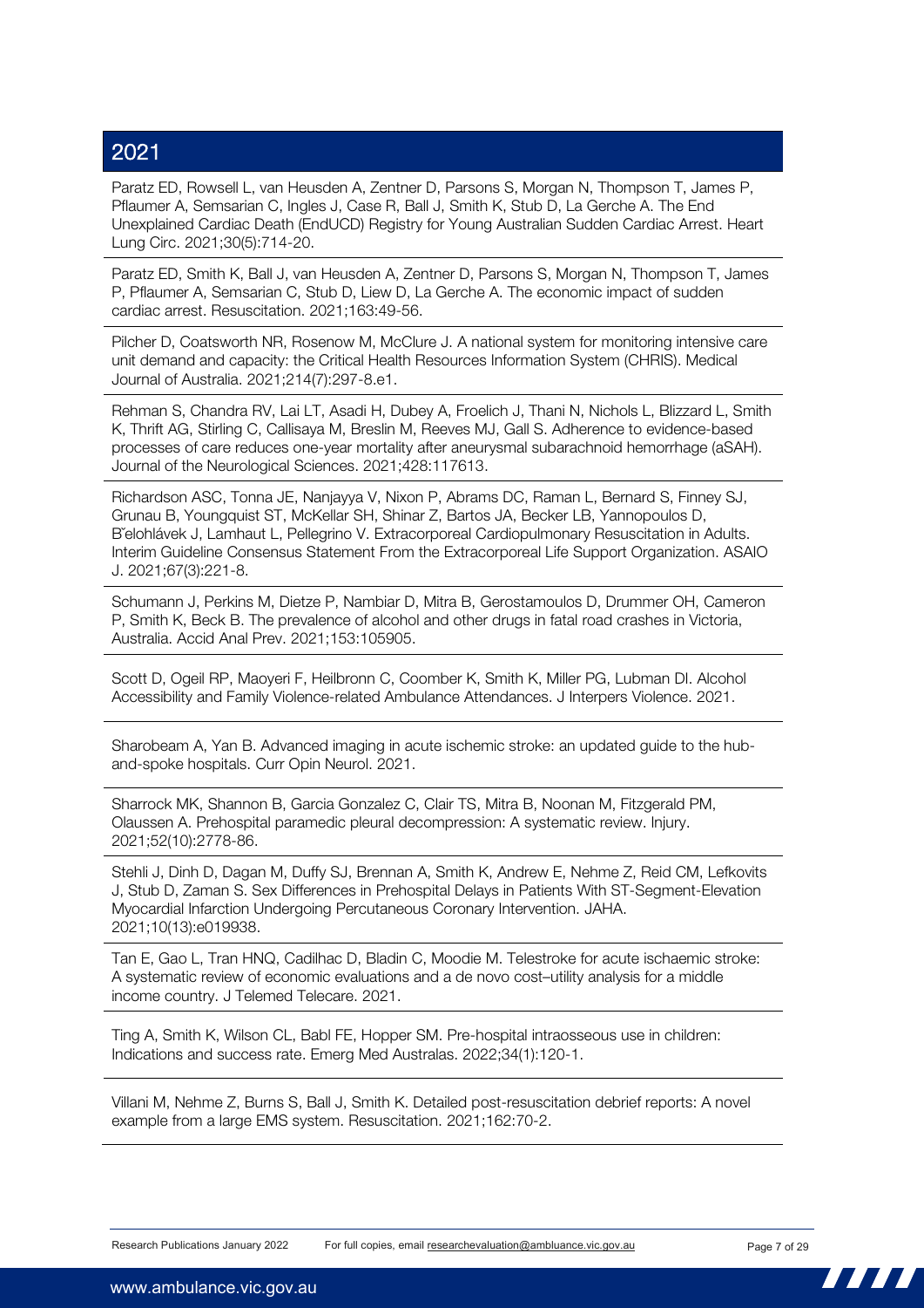## 2021

Paratz ED, Rowsell L, van Heusden A, Zentner D, Parsons S, Morgan N, Thompson T, James P, Pflaumer A, Semsarian C, Ingles J, Case R, Ball J, Smith K, Stub D, La Gerche A. The End Unexplained Cardiac Death (EndUCD) Registry for Young Australian Sudden Cardiac Arrest. Heart Lung Circ. 2021;30(5):714-20.

Paratz ED, Smith K, Ball J, van Heusden A, Zentner D, Parsons S, Morgan N, Thompson T, James P, Pflaumer A, Semsarian C, Stub D, Liew D, La Gerche A. The economic impact of sudden cardiac arrest. Resuscitation. 2021;163:49-56.

Pilcher D, Coatsworth NR, Rosenow M, McClure J. A national system for monitoring intensive care unit demand and capacity: the Critical Health Resources Information System (CHRIS). Medical Journal of Australia. 2021;214(7):297-8.e1.

Rehman S, Chandra RV, Lai LT, Asadi H, Dubey A, Froelich J, Thani N, Nichols L, Blizzard L, Smith K, Thrift AG, Stirling C, Callisaya M, Breslin M, Reeves MJ, Gall S. Adherence to evidence-based processes of care reduces one-year mortality after aneurysmal subarachnoid hemorrhage (aSAH). Journal of the Neurological Sciences. 2021;428:117613.

Richardson ASC, Tonna JE, Nanjayya V, Nixon P, Abrams DC, Raman L, Bernard S, Finney SJ, Grunau B, Youngquist ST, McKellar SH, Shinar Z, Bartos JA, Becker LB, Yannopoulos D, B˘elohlávek J, Lamhaut L, Pellegrino V. Extracorporeal Cardiopulmonary Resuscitation in Adults. Interim Guideline Consensus Statement From the Extracorporeal Life Support Organization. ASAIO J. 2021;67(3):221-8.

Schumann J, Perkins M, Dietze P, Nambiar D, Mitra B, Gerostamoulos D, Drummer OH, Cameron P, Smith K, Beck B. The prevalence of alcohol and other drugs in fatal road crashes in Victoria, Australia. Accid Anal Prev. 2021;153:105905.

Scott D, Ogeil RP, Maoyeri F, Heilbronn C, Coomber K, Smith K, Miller PG, Lubman DI. Alcohol Accessibility and Family Violence-related Ambulance Attendances. J Interpers Violence. 2021.

Sharobeam A, Yan B. Advanced imaging in acute ischemic stroke: an updated guide to the hub-and-spoke hospitals. Curr Opin Neurol. 2021.

Sharrock MK, Shannon B, Garcia Gonzalez C, Clair TS, Mitra B, Noonan M, Fitzgerald PM, Olaussen A. Prehospital paramedic pleural decompression: A systematic review. Injury. 2021;52(10):2778-86.

Stehli J, Dinh D, Dagan M, Duffy SJ, Brennan A, Smith K, Andrew E, Nehme Z, Reid CM, Lefkovits J, Stub D, Zaman S. Sex Differences in Prehospital Delays in Patients With ST-Segment-Elevation Myocardial Infarction Undergoing Percutaneous Coronary Intervention. JAHA. 2021;10(13):e019938.

Tan E, Gao L, Tran HNQ, Cadilhac D, Bladin C, Moodie M. Telestroke for acute ischaemic stroke: A systematic review of economic evaluations and a de novo cost–utility analysis for a middle income country. J Telemed Telecare. 2021.

Ting A, Smith K, Wilson CL, Babl FE, Hopper SM. Pre-hospital intraosseous use in children: Indications and success rate. Emerg Med Australas. 2022;34(1):120-1.

Villani M, Nehme Z, Burns S, Ball J, Smith K. Detailed post-resuscitation debrief reports: A novel example from a large EMS system. Resuscitation. 2021;162:70-2.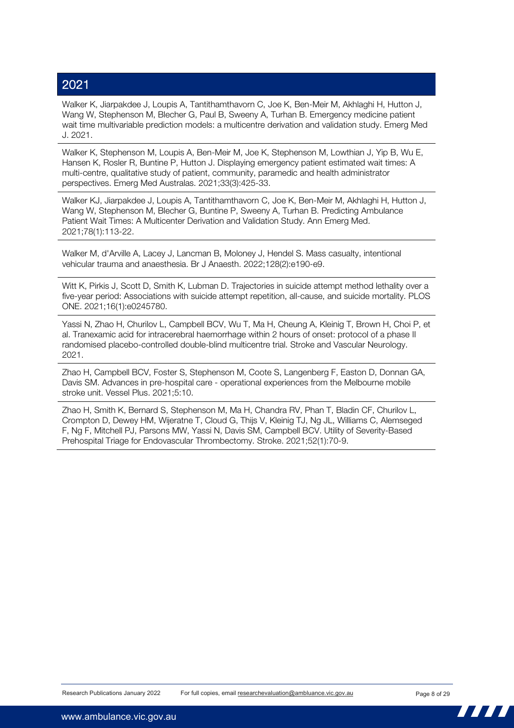## 2021

Walker K, Jiarpakdee J, Loupis A, Tantithamthavorn C, Joe K, Ben-Meir M, Akhlaghi H, Hutton J, Wang W, Stephenson M, Blecher G, Paul B, Sweeny A, Turhan B. Emergency medicine patient wait time multivariable prediction models: a multicentre derivation and validation study. Emerg Med J. 2021.

Walker K, Stephenson M, Loupis A, Ben-Meir M, Joe K, Stephenson M, Lowthian J, Yip B, Wu E, Hansen K, Rosler R, Buntine P, Hutton J. Displaying emergency patient estimated wait times: A multi-centre, qualitative study of patient, community, paramedic and health administrator perspectives. Emerg Med Australas. 2021;33(3):425-33.

Walker KJ, Jiarpakdee J, Loupis A, Tantithamthavorn C, Joe K, Ben-Meir M, Akhlaghi H, Hutton J, Wang W, Stephenson M, Blecher G, Buntine P, Sweeny A, Turhan B. Predicting Ambulance Patient Wait Times: A Multicenter Derivation and Validation Study. Ann Emerg Med. 2021;78(1):113-22.

Walker M, d'Arville A, Lacey J, Lancman B, Moloney J, Hendel S. Mass casualty, intentional vehicular trauma and anaesthesia. Br J Anaesth. 2022;128(2):e190-e9.

Witt K, Pirkis J, Scott D, Smith K, Lubman D. Trajectories in suicide attempt method lethality over a five-year period: Associations with suicide attempt repetition, all-cause, and suicide mortality. PLOS ONE. 2021;16(1):e0245780.

Yassi N, Zhao H, Churilov L, Campbell BCV, Wu T, Ma H, Cheung A, Kleinig T, Brown H, Choi P, et al. Tranexamic acid for intracerebral haemorrhage within 2 hours of onset: protocol of a phase II randomised placebo-controlled double-blind multicentre trial. Stroke and Vascular Neurology. 2021.

Zhao H, Campbell BCV, Foster S, Stephenson M, Coote S, Langenberg F, Easton D, Donnan GA, Davis SM. Advances in pre-hospital care - operational experiences from the Melbourne mobile stroke unit. Vessel Plus. 2021;5:10.

Zhao H, Smith K, Bernard S, Stephenson M, Ma H, Chandra RV, Phan T, Bladin CF, Churilov L, Crompton D, Dewey HM, Wijeratne T, Cloud G, Thijs V, Kleinig TJ, Ng JL, Williams C, Alemseged F, Ng F, Mitchell PJ, Parsons MW, Yassi N, Davis SM, Campbell BCV. Utility of Severity-Based Prehospital Triage for Endovascular Thrombectomy. Stroke. 2021;52(1):70-9.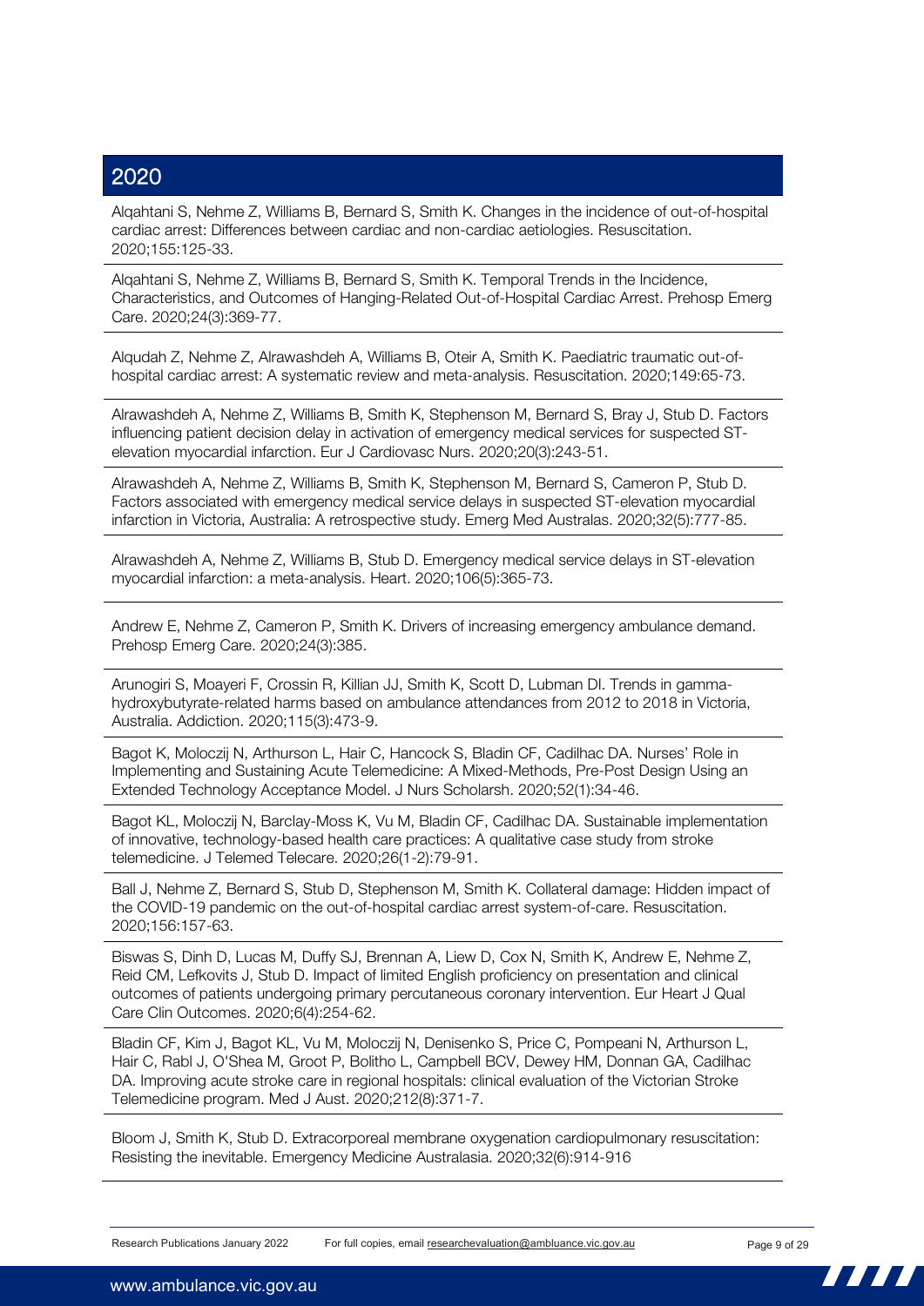## 2020

Alqahtani S, Nehme Z, Williams B, Bernard S, Smith K. Changes in the incidence of out-of-hospital cardiac arrest: Differences between cardiac and non-cardiac aetiologies. Resuscitation. 2020;155:125-33.

Alqahtani S, Nehme Z, Williams B, Bernard S, Smith K. Temporal Trends in the Incidence, Characteristics, and Outcomes of Hanging-Related Out-of-Hospital Cardiac Arrest. Prehosp Emerg Care. 2020;24(3):369-77.

Alqudah Z, Nehme Z, Alrawashdeh A, Williams B, Oteir A, Smith K. Paediatric traumatic out-of-hospital cardiac arrest: A systematic review and meta-analysis. Resuscitation. 2020;149:65-73.

Alrawashdeh A, Nehme Z, Williams B, Smith K, Stephenson M, Bernard S, Bray J, Stub D. Factors influencing patient decision delay in activation of emergency medical services for suspected ST-elevation myocardial infarction. Eur J Cardiovasc Nurs. 2020;20(3):243-51.

Alrawashdeh A, Nehme Z, Williams B, Smith K, Stephenson M, Bernard S, Cameron P, Stub D. Factors associated with emergency medical service delays in suspected ST-elevation myocardial infarction in Victoria, Australia: A retrospective study. Emerg Med Australas. 2020;32(5):777-85.

Alrawashdeh A, Nehme Z, Williams B, Stub D. Emergency medical service delays in ST-elevation myocardial infarction: a meta-analysis. Heart. 2020;106(5):365-73.

Andrew E, Nehme Z, Cameron P, Smith K. Drivers of increasing emergency ambulance demand. Prehosp Emerg Care. 2020;24(3):385.

Arunogiri S, Moayeri F, Crossin R, Killian JJ, Smith K, Scott D, Lubman DI. Trends in gamma-hydroxybutyrate-related harms based on ambulance attendances from 2012 to 2018 in Victoria, Australia. Addiction. 2020;115(3):473-9.

Bagot K, Moloczij N, Arthurson L, Hair C, Hancock S, Bladin CF, Cadilhac DA. Nurses' Role in Implementing and Sustaining Acute Telemedicine: A Mixed-Methods, Pre-Post Design Using an Extended Technology Acceptance Model. J Nurs Scholarsh. 2020;52(1):34-46.

Bagot KL, Moloczij N, Barclay-Moss K, Vu M, Bladin CF, Cadilhac DA. Sustainable implementation of innovative, technology-based health care practices: A qualitative case study from stroke telemedicine. J Telemed Telecare. 2020;26(1-2):79-91.

Ball J, Nehme Z, Bernard S, Stub D, Stephenson M, Smith K. Collateral damage: Hidden impact of the COVID-19 pandemic on the out-of-hospital cardiac arrest system-of-care. Resuscitation. 2020;156:157-63.

Biswas S, Dinh D, Lucas M, Duffy SJ, Brennan A, Liew D, Cox N, Smith K, Andrew E, Nehme Z, Reid CM, Lefkovits J, Stub D. Impact of limited English proficiency on presentation and clinical outcomes of patients undergoing primary percutaneous coronary intervention. Eur Heart J Qual Care Clin Outcomes. 2020;6(4):254-62.

Bladin CF, Kim J, Bagot KL, Vu M, Moloczij N, Denisenko S, Price C, Pompeani N, Arthurson L, Hair C, Rabl J, O'Shea M, Groot P, Bolitho L, Campbell BCV, Dewey HM, Donnan GA, Cadilhac DA. Improving acute stroke care in regional hospitals: clinical evaluation of the Victorian Stroke Telemedicine program. Med J Aust. 2020;212(8):371-7.

Bloom J, Smith K, Stub D. Extracorporeal membrane oxygenation cardiopulmonary resuscitation: Resisting the inevitable. Emergency Medicine Australasia. 2020;32(6):914-916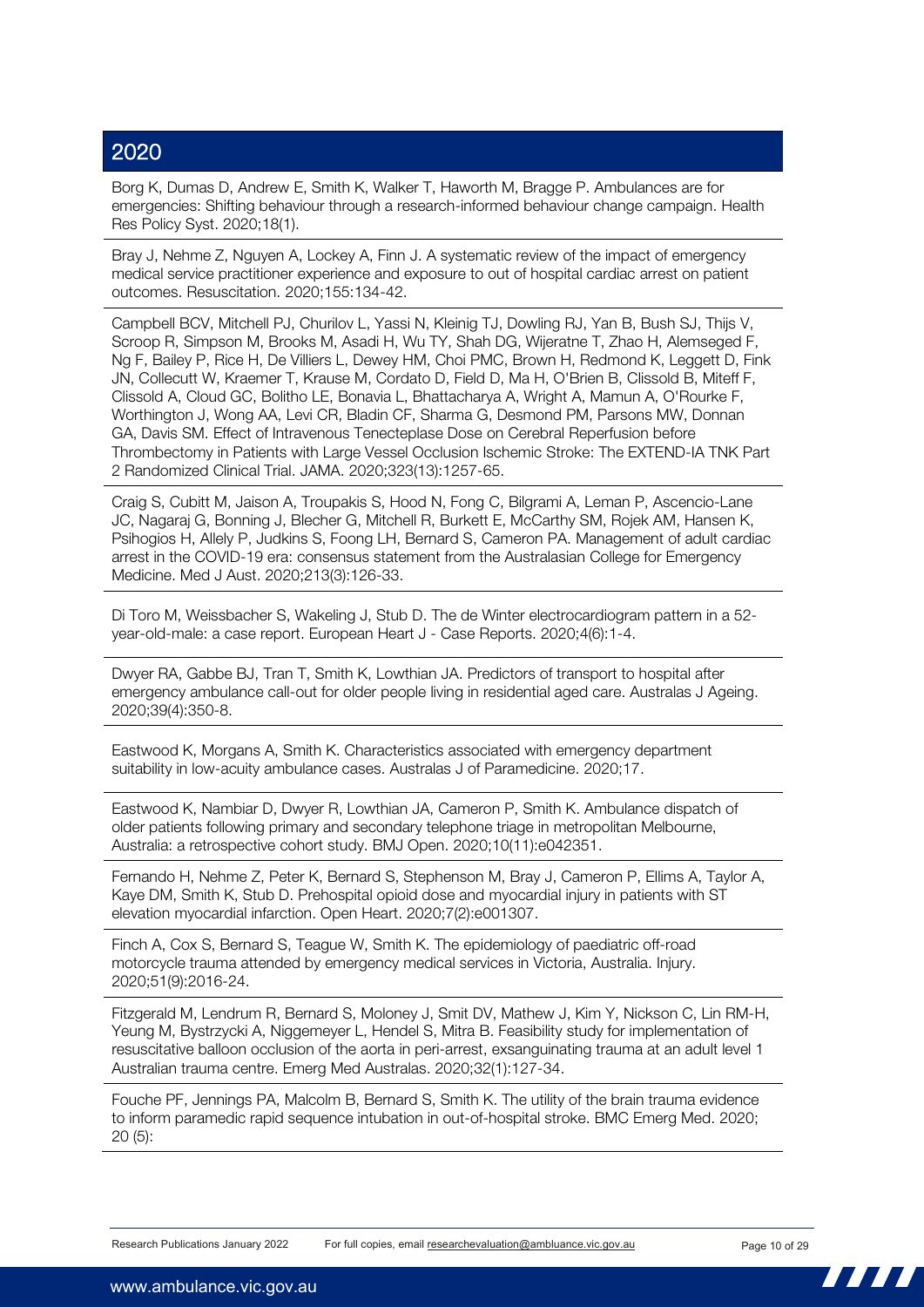## 2020

Borg K, Dumas D, Andrew E, Smith K, Walker T, Haworth M, Bragge P. Ambulances are for emergencies: Shifting behaviour through a research-informed behaviour change campaign. Health Res Policy Syst. 2020;18(1).

Bray J, Nehme Z, Nguyen A, Lockey A, Finn J. A systematic review of the impact of emergency medical service practitioner experience and exposure to out of hospital cardiac arrest on patient outcomes. Resuscitation. 2020;155:134-42.

Campbell BCV, Mitchell PJ, Churilov L, Yassi N, Kleinig TJ, Dowling RJ, Yan B, Bush SJ, Thijs V, Scroop R, Simpson M, Brooks M, Asadi H, Wu TY, Shah DG, Wijeratne T, Zhao H, Alemseged F, Ng F, Bailey P, Rice H, De Villiers L, Dewey HM, Choi PMC, Brown H, Redmond K, Leggett D, Fink JN, Collecutt W, Kraemer T, Krause M, Cordato D, Field D, Ma H, O'Brien B, Clissold B, Miteff F, Clissold A, Cloud GC, Bolitho LE, Bonavia L, Bhattacharya A, Wright A, Mamun A, O'Rourke F, Worthington J, Wong AA, Levi CR, Bladin CF, Sharma G, Desmond PM, Parsons MW, Donnan GA, Davis SM. Effect of Intravenous Tenecteplase Dose on Cerebral Reperfusion before Thrombectomy in Patients with Large Vessel Occlusion Ischemic Stroke: The EXTEND-IA TNK Part 2 Randomized Clinical Trial. JAMA. 2020;323(13):1257-65.

Craig S, Cubitt M, Jaison A, Troupakis S, Hood N, Fong C, Bilgrami A, Leman P, Ascencio-Lane JC, Nagaraj G, Bonning J, Blecher G, Mitchell R, Burkett E, McCarthy SM, Rojek AM, Hansen K, Psihogios H, Allely P, Judkins S, Foong LH, Bernard S, Cameron PA. Management of adult cardiac arrest in the COVID-19 era: consensus statement from the Australasian College for Emergency Medicine. Med J Aust. 2020;213(3):126-33.

Di Toro M, Weissbacher S, Wakeling J, Stub D. The de Winter electrocardiogram pattern in a 52-year-old-male: a case report. European Heart J - Case Reports. 2020;4(6):1-4.

Dwyer RA, Gabbe BJ, Tran T, Smith K, Lowthian JA. Predictors of transport to hospital after emergency ambulance call-out for older people living in residential aged care. Australas J Ageing. 2020;39(4):350-8.

Eastwood K, Morgans A, Smith K. Characteristics associated with emergency department suitability in low-acuity ambulance cases. Australas J of Paramedicine. 2020;17.

Eastwood K, Nambiar D, Dwyer R, Lowthian JA, Cameron P, Smith K. Ambulance dispatch of older patients following primary and secondary telephone triage in metropolitan Melbourne, Australia: a retrospective cohort study. BMJ Open. 2020;10(11):e042351.

Fernando H, Nehme Z, Peter K, Bernard S, Stephenson M, Bray J, Cameron P, Ellims A, Taylor A, Kaye DM, Smith K, Stub D. Prehospital opioid dose and myocardial injury in patients with ST elevation myocardial infarction. Open Heart. 2020;7(2):e001307.

Finch A, Cox S, Bernard S, Teague W, Smith K. The epidemiology of paediatric off-road motorcycle trauma attended by emergency medical services in Victoria, Australia. Injury. 2020;51(9):2016-24.

Fitzgerald M, Lendrum R, Bernard S, Moloney J, Smit DV, Mathew J, Kim Y, Nickson C, Lin RM-H, Yeung M, Bystrzycki A, Niggemeyer L, Hendel S, Mitra B. Feasibility study for implementation of resuscitative balloon occlusion of the aorta in peri-arrest, exsanguinating trauma at an adult level 1 Australian trauma centre. Emerg Med Australas. 2020;32(1):127-34.

Fouche PF, Jennings PA, Malcolm B, Bernard S, Smith K. The utility of the brain trauma evidence to inform paramedic rapid sequence intubation in out-of-hospital stroke. BMC Emerg Med. 2020; 20 (5):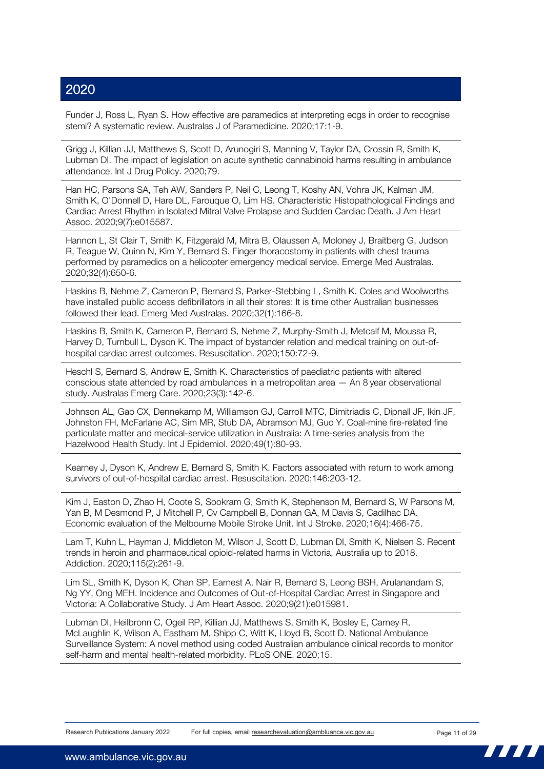## 2020

Funder J, Ross L, Ryan S. How effective are paramedics at interpreting ecgs in order to recognise stemi? A systematic review. Australas J of Paramedicine. 2020;17:1-9.

Grigg J, Killian JJ, Matthews S, Scott D, Arunogiri S, Manning V, Taylor DA, Crossin R, Smith K, Lubman DI. The impact of legislation on acute synthetic cannabinoid harms resulting in ambulance attendance. Int J Drug Policy. 2020;79.

Han HC, Parsons SA, Teh AW, Sanders P, Neil C, Leong T, Koshy AN, Vohra JK, Kalman JM, Smith K, O'Donnell D, Hare DL, Farouque O, Lim HS. Characteristic Histopathological Findings and Cardiac Arrest Rhythm in Isolated Mitral Valve Prolapse and Sudden Cardiac Death. J Am Heart Assoc. 2020;9(7):e015587.

Hannon L, St Clair T, Smith K, Fitzgerald M, Mitra B, Olaussen A, Moloney J, Braitberg G, Judson R, Teague W, Quinn N, Kim Y, Bernard S. Finger thoracostomy in patients with chest trauma performed by paramedics on a helicopter emergency medical service. Emerge Med Australas. 2020;32(4):650-6.

Haskins B, Nehme Z, Cameron P, Bernard S, Parker-Stebbing L, Smith K. Coles and Woolworths have installed public access defibrillators in all their stores: It is time other Australian businesses followed their lead. Emerg Med Australas. 2020;32(1):166-8.

Haskins B, Smith K, Cameron P, Bernard S, Nehme Z, Murphy-Smith J, Metcalf M, Moussa R, Harvey D, Turnbull L, Dyson K. The impact of bystander relation and medical training on out-of-hospital cardiac arrest outcomes. Resuscitation. 2020;150:72-9.

Heschl S, Bernard S, Andrew E, Smith K. Characteristics of paediatric patients with altered conscious state attended by road ambulances in a metropolitan area — An 8 year observational study. Australas Emerg Care. 2020;23(3):142-6.

Johnson AL, Gao CX, Dennekamp M, Williamson GJ, Carroll MTC, Dimitriadis C, Dipnall JF, Ikin JF, Johnston FH, McFarlane AC, Sim MR, Stub DA, Abramson MJ, Guo Y. Coal-mine fire-related fine particulate matter and medical-service utilization in Australia: A time-series analysis from the Hazelwood Health Study. Int J Epidemiol. 2020;49(1):80-93.

Kearney J, Dyson K, Andrew E, Bernard S, Smith K. Factors associated with return to work among survivors of out-of-hospital cardiac arrest. Resuscitation. 2020;146:203-12.

Kim J, Easton D, Zhao H, Coote S, Sookram G, Smith K, Stephenson M, Bernard S, W Parsons M, Yan B, M Desmond P, J Mitchell P, Cv Campbell B, Donnan GA, M Davis S, Cadilhac DA. Economic evaluation of the Melbourne Mobile Stroke Unit. Int J Stroke. 2020;16(4):466-75.

Lam T, Kuhn L, Hayman J, Middleton M, Wilson J, Scott D, Lubman DI, Smith K, Nielsen S. Recent trends in heroin and pharmaceutical opioid-related harms in Victoria, Australia up to 2018. Addiction. 2020;115(2):261-9.

Lim SL, Smith K, Dyson K, Chan SP, Earnest A, Nair R, Bernard S, Leong BSH, Arulanandam S, Ng YY, Ong MEH. Incidence and Outcomes of Out-of-Hospital Cardiac Arrest in Singapore and Victoria: A Collaborative Study. J Am Heart Assoc. 2020;9(21):e015981.

Lubman DI, Heilbronn C, Ogeil RP, Killian JJ, Matthews S, Smith K, Bosley E, Carney R, McLaughlin K, Wilson A, Eastham M, Shipp C, Witt K, Lloyd B, Scott D. National Ambulance Surveillance System: A novel method using coded Australian ambulance clinical records to monitor self-harm and mental health-related morbidity. PLoS ONE. 2020;15.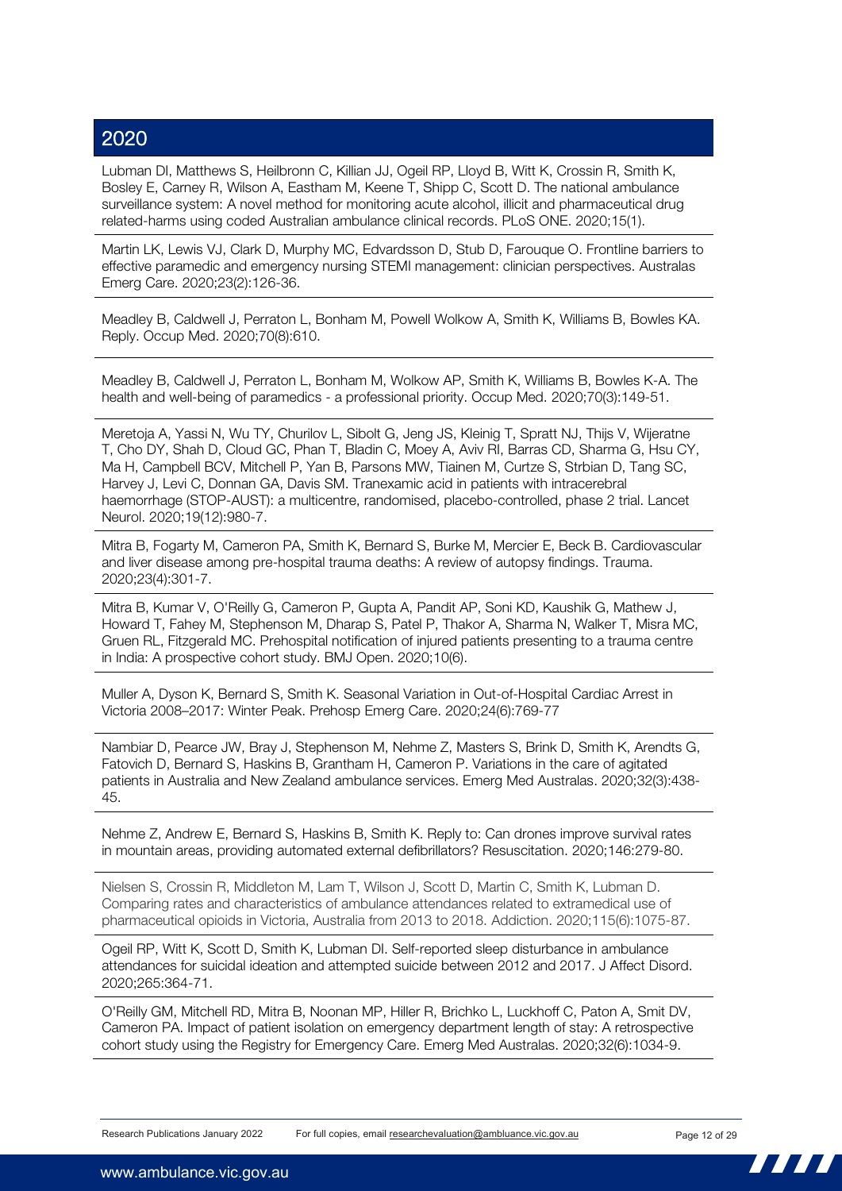## 2020

Lubman DI, Matthews S, Heilbronn C, Killian JJ, Ogeil RP, Lloyd B, Witt K, Crossin R, Smith K, Bosley E, Carney R, Wilson A, Eastham M, Keene T, Shipp C, Scott D. The national ambulance surveillance system: A novel method for monitoring acute alcohol, illicit and pharmaceutical drug related-harms using coded Australian ambulance clinical records. PLoS ONE. 2020;15(1).

Martin LK, Lewis VJ, Clark D, Murphy MC, Edvardsson D, Stub D, Farouque O. Frontline barriers to effective paramedic and emergency nursing STEMI management: clinician perspectives. Australas Emerg Care. 2020;23(2):126-36.

Meadley B, Caldwell J, Perraton L, Bonham M, Powell Wolkow A, Smith K, Williams B, Bowles KA. Reply. Occup Med. 2020;70(8):610.

Meadley B, Caldwell J, Perraton L, Bonham M, Wolkow AP, Smith K, Williams B, Bowles K-A. The health and well-being of paramedics - a professional priority. Occup Med. 2020;70(3):149-51.

Meretoja A, Yassi N, Wu TY, Churilov L, Sibolt G, Jeng JS, Kleinig T, Spratt NJ, Thijs V, Wijeratne T, Cho DY, Shah D, Cloud GC, Phan T, Bladin C, Moey A, Aviv RI, Barras CD, Sharma G, Hsu CY, Ma H, Campbell BCV, Mitchell P, Yan B, Parsons MW, Tiainen M, Curtze S, Strbian D, Tang SC, Harvey J, Levi C, Donnan GA, Davis SM. Tranexamic acid in patients with intracerebral haemorrhage (STOP-AUST): a multicentre, randomised, placebo-controlled, phase 2 trial. Lancet Neurol. 2020;19(12):980-7.

Mitra B, Fogarty M, Cameron PA, Smith K, Bernard S, Burke M, Mercier E, Beck B. Cardiovascular and liver disease among pre-hospital trauma deaths: A review of autopsy findings. Trauma. 2020;23(4):301-7.

Mitra B, Kumar V, O'Reilly G, Cameron P, Gupta A, Pandit AP, Soni KD, Kaushik G, Mathew J, Howard T, Fahey M, Stephenson M, Dharap S, Patel P, Thakor A, Sharma N, Walker T, Misra MC, Gruen RL, Fitzgerald MC. Prehospital notification of injured patients presenting to a trauma centre in India: A prospective cohort study. BMJ Open. 2020;10(6).

Muller A, Dyson K, Bernard S, Smith K. Seasonal Variation in Out-of-Hospital Cardiac Arrest in Victoria 2008–2017: Winter Peak. Prehosp Emerg Care. 2020;24(6):769-77

Nambiar D, Pearce JW, Bray J, Stephenson M, Nehme Z, Masters S, Brink D, Smith K, Arendts G, Fatovich D, Bernard S, Haskins B, Grantham H, Cameron P. Variations in the care of agitated patients in Australia and New Zealand ambulance services. Emerg Med Australas. 2020;32(3):438-45.

Nehme Z, Andrew E, Bernard S, Haskins B, Smith K. Reply to: Can drones improve survival rates in mountain areas, providing automated external defibrillators? Resuscitation. 2020;146:279-80.

Nielsen S, Crossin R, Middleton M, Lam T, Wilson J, Scott D, Martin C, Smith K, Lubman D. Comparing rates and characteristics of ambulance attendances related to extramedical use of pharmaceutical opioids in Victoria, Australia from 2013 to 2018. Addiction. 2020;115(6):1075-87.

Ogeil RP, Witt K, Scott D, Smith K, Lubman DI. Self-reported sleep disturbance in ambulance attendances for suicidal ideation and attempted suicide between 2012 and 2017. J Affect Disord. 2020;265:364-71.

O'Reilly GM, Mitchell RD, Mitra B, Noonan MP, Hiller R, Brichko L, Luckhoff C, Paton A, Smit DV, Cameron PA. Impact of patient isolation on emergency department length of stay: A retrospective cohort study using the Registry for Emergency Care. Emerg Med Australas. 2020;32(6):1034-9.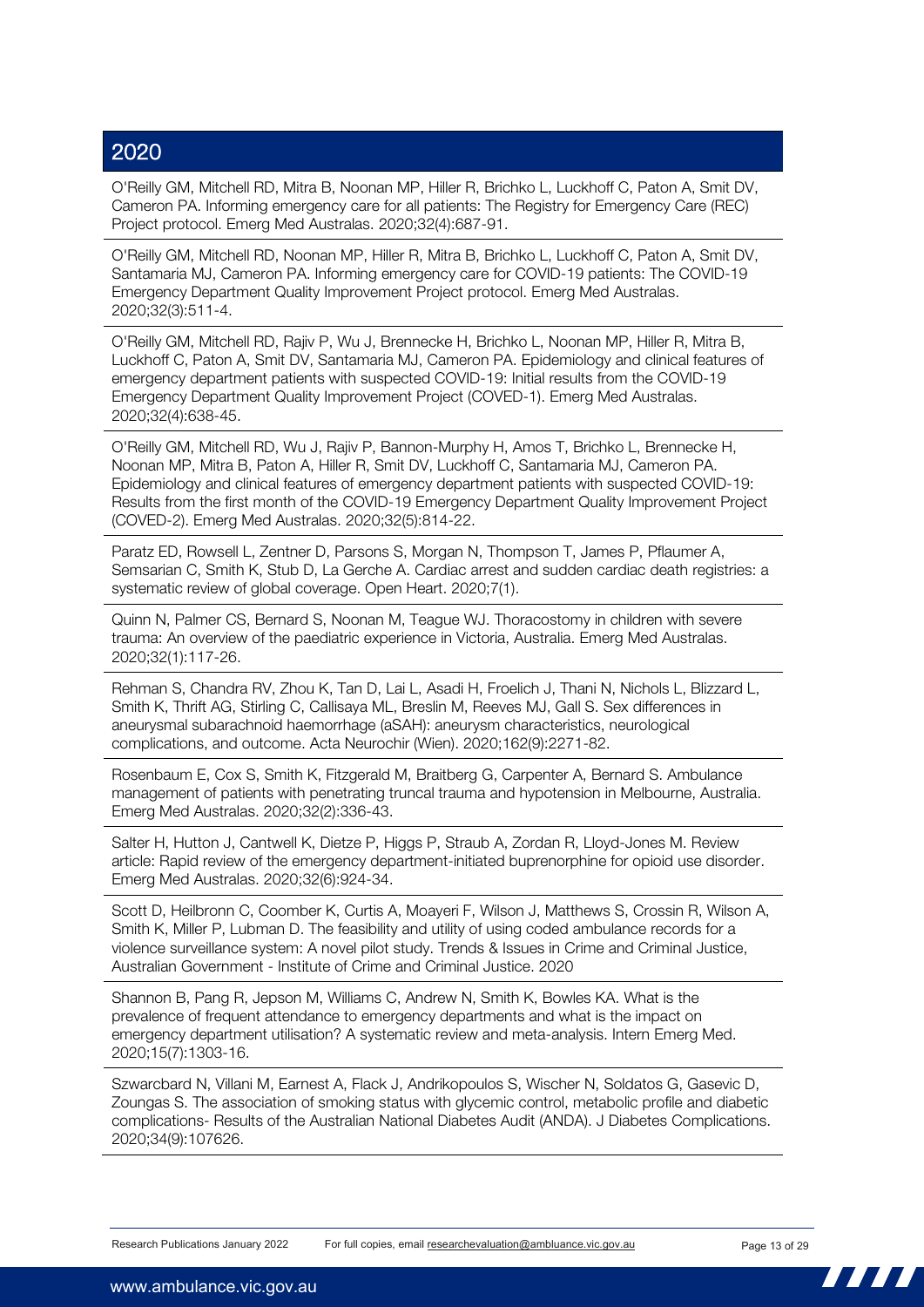## 2020

O'Reilly GM, Mitchell RD, Mitra B, Noonan MP, Hiller R, Brichko L, Luckhoff C, Paton A, Smit DV, Cameron PA. Informing emergency care for all patients: The Registry for Emergency Care (REC) Project protocol. Emerg Med Australas. 2020;32(4):687-91.

O'Reilly GM, Mitchell RD, Noonan MP, Hiller R, Mitra B, Brichko L, Luckhoff C, Paton A, Smit DV, Santamaria MJ, Cameron PA. Informing emergency care for COVID-19 patients: The COVID-19 Emergency Department Quality Improvement Project protocol. Emerg Med Australas. 2020;32(3):511-4.

O'Reilly GM, Mitchell RD, Rajiv P, Wu J, Brennecke H, Brichko L, Noonan MP, Hiller R, Mitra B, Luckhoff C, Paton A, Smit DV, Santamaria MJ, Cameron PA. Epidemiology and clinical features of emergency department patients with suspected COVID-19: Initial results from the COVID-19 Emergency Department Quality Improvement Project (COVED-1). Emerg Med Australas. 2020;32(4):638-45.

O'Reilly GM, Mitchell RD, Wu J, Rajiv P, Bannon-Murphy H, Amos T, Brichko L, Brennecke H, Noonan MP, Mitra B, Paton A, Hiller R, Smit DV, Luckhoff C, Santamaria MJ, Cameron PA. Epidemiology and clinical features of emergency department patients with suspected COVID-19: Results from the first month of the COVID-19 Emergency Department Quality Improvement Project (COVED-2). Emerg Med Australas. 2020;32(5):814-22.

Paratz ED, Rowsell L, Zentner D, Parsons S, Morgan N, Thompson T, James P, Pflaumer A, Semsarian C, Smith K, Stub D, La Gerche A. Cardiac arrest and sudden cardiac death registries: a systematic review of global coverage. Open Heart. 2020;7(1).

Quinn N, Palmer CS, Bernard S, Noonan M, Teague WJ. Thoracostomy in children with severe trauma: An overview of the paediatric experience in Victoria, Australia. Emerg Med Australas. 2020;32(1):117-26.

Rehman S, Chandra RV, Zhou K, Tan D, Lai L, Asadi H, Froelich J, Thani N, Nichols L, Blizzard L, Smith K, Thrift AG, Stirling C, Callisaya ML, Breslin M, Reeves MJ, Gall S. Sex differences in aneurysmal subarachnoid haemorrhage (aSAH): aneurysm characteristics, neurological complications, and outcome. Acta Neurochir (Wien). 2020;162(9):2271-82.

Rosenbaum E, Cox S, Smith K, Fitzgerald M, Braitberg G, Carpenter A, Bernard S. Ambulance management of patients with penetrating truncal trauma and hypotension in Melbourne, Australia. Emerg Med Australas. 2020;32(2):336-43.

Salter H, Hutton J, Cantwell K, Dietze P, Higgs P, Straub A, Zordan R, Lloyd-Jones M. Review article: Rapid review of the emergency department-initiated buprenorphine for opioid use disorder. Emerg Med Australas. 2020;32(6):924-34.

Scott D, Heilbronn C, Coomber K, Curtis A, Moayeri F, Wilson J, Matthews S, Crossin R, Wilson A, Smith K, Miller P, Lubman D. The feasibility and utility of using coded ambulance records for a violence surveillance system: A novel pilot study. Trends & Issues in Crime and Criminal Justice, Australian Government - Institute of Crime and Criminal Justice. 2020

Shannon B, Pang R, Jepson M, Williams C, Andrew N, Smith K, Bowles KA. What is the prevalence of frequent attendance to emergency departments and what is the impact on emergency department utilisation? A systematic review and meta-analysis. Intern Emerg Med. 2020;15(7):1303-16.

Szwarcbard N, Villani M, Earnest A, Flack J, Andrikopoulos S, Wischer N, Soldatos G, Gasevic D, Zoungas S. The association of smoking status with glycemic control, metabolic profile and diabetic complications- Results of the Australian National Diabetes Audit (ANDA). J Diabetes Complications. 2020;34(9):107626.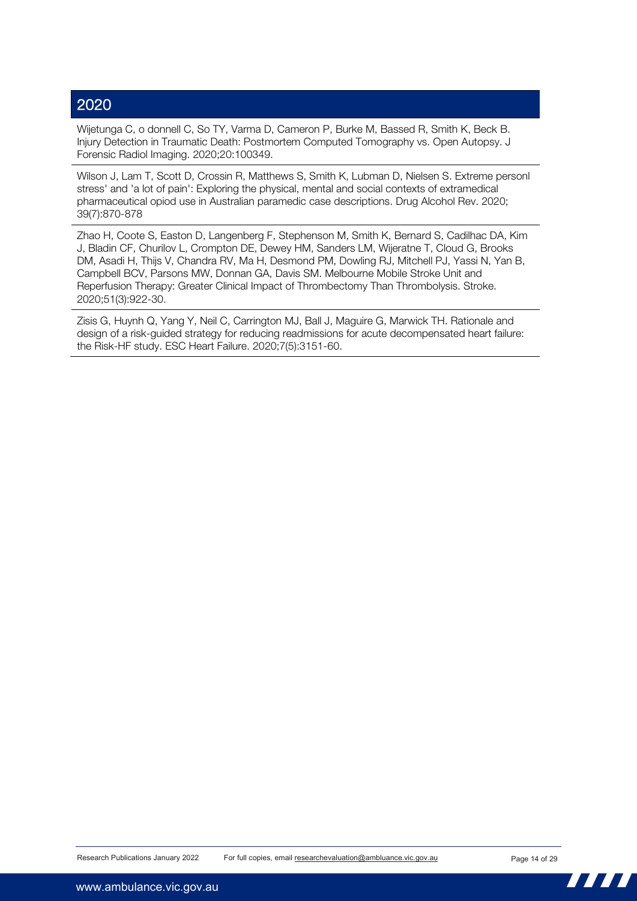## 2020

Wijetunga C, o donnell C, So TY, Varma D, Cameron P, Burke M, Bassed R, Smith K, Beck B. Injury Detection in Traumatic Death: Postmortem Computed Tomography vs. Open Autopsy. J Forensic Radiol Imaging. 2020;20:100349.

Wilson J, Lam T, Scott D, Crossin R, Matthews S, Smith K, Lubman D, Nielsen S. Extreme personl stress' and 'a lot of pain': Exploring the physical, mental and social contexts of extramedical pharmaceutical opiod use in Australian paramedic case descriptions. Drug Alcohol Rev. 2020; 39(7):870-878

Zhao H, Coote S, Easton D, Langenberg F, Stephenson M, Smith K, Bernard S, Cadilhac DA, Kim J, Bladin CF, Churilov L, Crompton DE, Dewey HM, Sanders LM, Wijeratne T, Cloud G, Brooks DM, Asadi H, Thijs V, Chandra RV, Ma H, Desmond PM, Dowling RJ, Mitchell PJ, Yassi N, Yan B, Campbell BCV, Parsons MW, Donnan GA, Davis SM. Melbourne Mobile Stroke Unit and Reperfusion Therapy: Greater Clinical Impact of Thrombectomy Than Thrombolysis. Stroke. 2020;51(3):922-30.

Zisis G, Huynh Q, Yang Y, Neil C, Carrington MJ, Ball J, Maguire G, Marwick TH. Rationale and design of a risk-guided strategy for reducing readmissions for acute decompensated heart failure: the Risk-HF study. ESC Heart Failure. 2020;7(5):3151-60.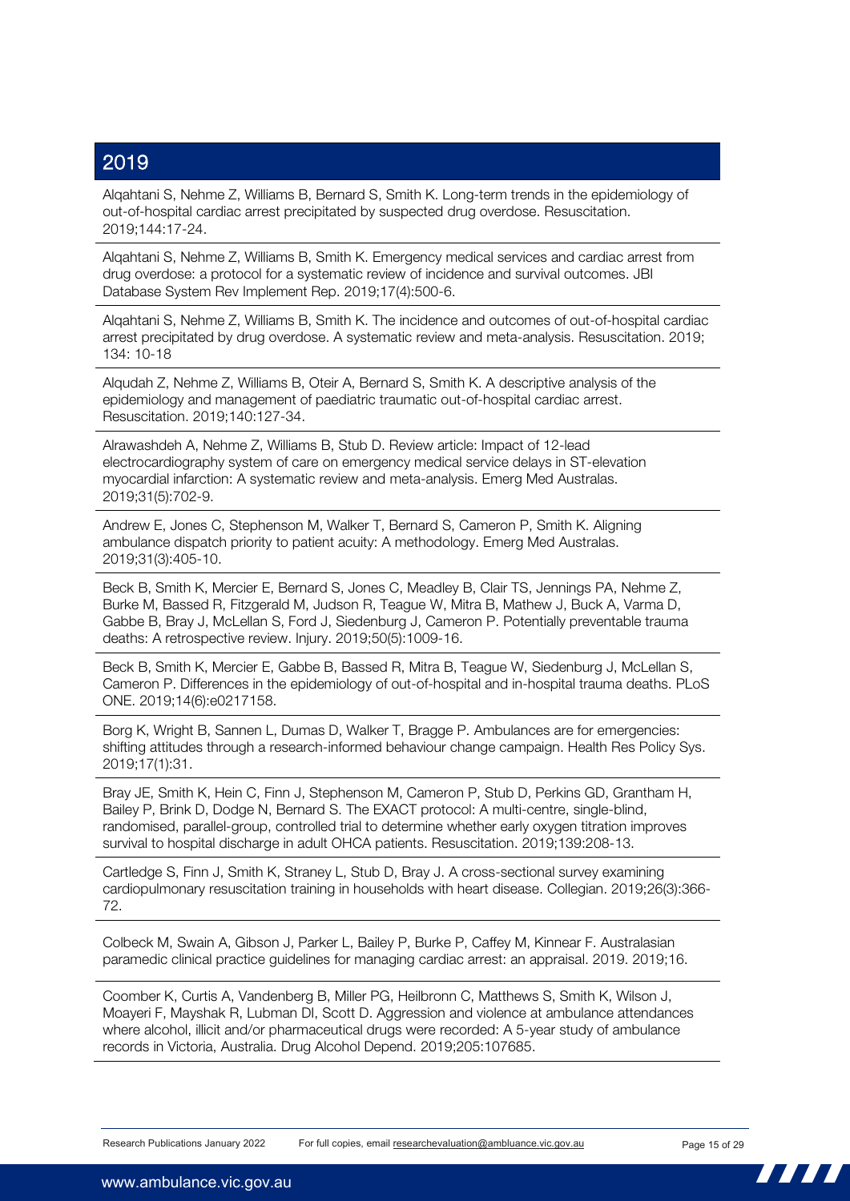## 2019

Alqahtani S, Nehme Z, Williams B, Bernard S, Smith K. Long-term trends in the epidemiology of out-of-hospital cardiac arrest precipitated by suspected drug overdose. Resuscitation. 2019;144:17-24.

Alqahtani S, Nehme Z, Williams B, Smith K. Emergency medical services and cardiac arrest from drug overdose: a protocol for a systematic review of incidence and survival outcomes. JBI Database System Rev Implement Rep. 2019;17(4):500-6.

Alqahtani S, Nehme Z, Williams B, Smith K. The incidence and outcomes of out-of-hospital cardiac arrest precipitated by drug overdose. A systematic review and meta-analysis. Resuscitation. 2019; 134: 10-18

Alqudah Z, Nehme Z, Williams B, Oteir A, Bernard S, Smith K. A descriptive analysis of the epidemiology and management of paediatric traumatic out-of-hospital cardiac arrest. Resuscitation. 2019;140:127-34.

Alrawashdeh A, Nehme Z, Williams B, Stub D. Review article: Impact of 12-lead electrocardiography system of care on emergency medical service delays in ST-elevation myocardial infarction: A systematic review and meta-analysis. Emerg Med Australas. 2019;31(5):702-9.

Andrew E, Jones C, Stephenson M, Walker T, Bernard S, Cameron P, Smith K. Aligning ambulance dispatch priority to patient acuity: A methodology. Emerg Med Australas. 2019;31(3):405-10.

Beck B, Smith K, Mercier E, Bernard S, Jones C, Meadley B, Clair TS, Jennings PA, Nehme Z, Burke M, Bassed R, Fitzgerald M, Judson R, Teague W, Mitra B, Mathew J, Buck A, Varma D, Gabbe B, Bray J, McLellan S, Ford J, Siedenburg J, Cameron P. Potentially preventable trauma deaths: A retrospective review. Injury. 2019;50(5):1009-16.

Beck B, Smith K, Mercier E, Gabbe B, Bassed R, Mitra B, Teague W, Siedenburg J, McLellan S, Cameron P. Differences in the epidemiology of out-of-hospital and in-hospital trauma deaths. PLoS ONE. 2019;14(6):e0217158.

Borg K, Wright B, Sannen L, Dumas D, Walker T, Bragge P. Ambulances are for emergencies: shifting attitudes through a research-informed behaviour change campaign. Health Res Policy Sys. 2019;17(1):31.

Bray JE, Smith K, Hein C, Finn J, Stephenson M, Cameron P, Stub D, Perkins GD, Grantham H, Bailey P, Brink D, Dodge N, Bernard S. The EXACT protocol: A multi-centre, single-blind, randomised, parallel-group, controlled trial to determine whether early oxygen titration improves survival to hospital discharge in adult OHCA patients. Resuscitation. 2019;139:208-13.

Cartledge S, Finn J, Smith K, Straney L, Stub D, Bray J. A cross-sectional survey examining cardiopulmonary resuscitation training in households with heart disease. Collegian. 2019;26(3):366-72.

Colbeck M, Swain A, Gibson J, Parker L, Bailey P, Burke P, Caffey M, Kinnear F. Australasian paramedic clinical practice guidelines for managing cardiac arrest: an appraisal. 2019. 2019;16.

Coomber K, Curtis A, Vandenberg B, Miller PG, Heilbronn C, Matthews S, Smith K, Wilson J, Moayeri F, Mayshak R, Lubman DI, Scott D. Aggression and violence at ambulance attendances where alcohol, illicit and/or pharmaceutical drugs were recorded: A 5-year study of ambulance records in Victoria, Australia. Drug Alcohol Depend. 2019;205:107685.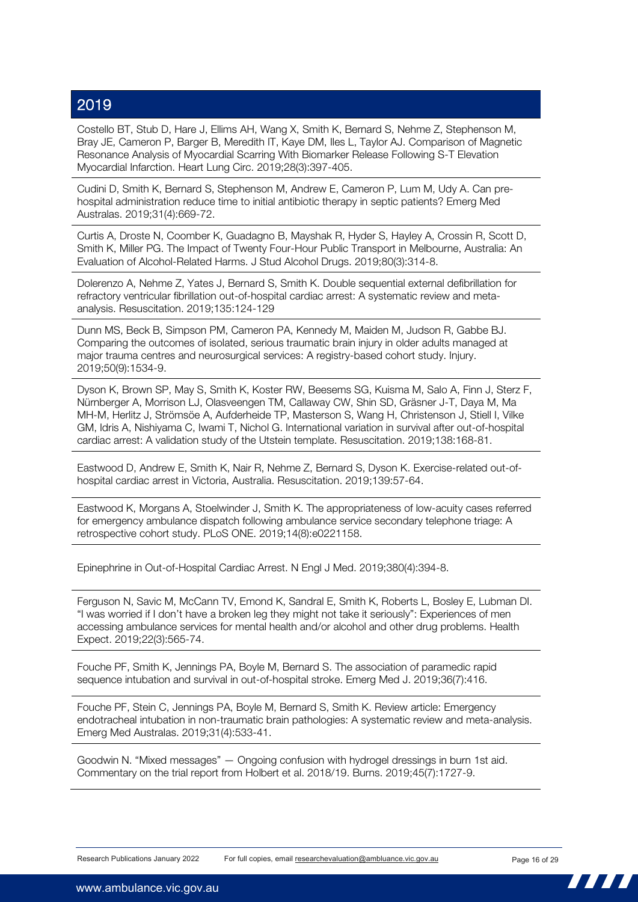## 2019

Costello BT, Stub D, Hare J, Ellims AH, Wang X, Smith K, Bernard S, Nehme Z, Stephenson M, Bray JE, Cameron P, Barger B, Meredith IT, Kaye DM, Iles L, Taylor AJ. Comparison of Magnetic Resonance Analysis of Myocardial Scarring With Biomarker Release Following S-T Elevation Myocardial Infarction. Heart Lung Circ. 2019;28(3):397-405.

Cudini D, Smith K, Bernard S, Stephenson M, Andrew E, Cameron P, Lum M, Udy A. Can pre-hospital administration reduce time to initial antibiotic therapy in septic patients? Emerg Med Australas. 2019;31(4):669-72.

Curtis A, Droste N, Coomber K, Guadagno B, Mayshak R, Hyder S, Hayley A, Crossin R, Scott D, Smith K, Miller PG. The Impact of Twenty Four-Hour Public Transport in Melbourne, Australia: An Evaluation of Alcohol-Related Harms. J Stud Alcohol Drugs. 2019;80(3):314-8.

Dolerenzo A, Nehme Z, Yates J, Bernard S, Smith K. Double sequential external defibrillation for refractory ventricular fibrillation out-of-hospital cardiac arrest: A systematic review and meta-analysis. Resuscitation. 2019;135:124-129

Dunn MS, Beck B, Simpson PM, Cameron PA, Kennedy M, Maiden M, Judson R, Gabbe BJ. Comparing the outcomes of isolated, serious traumatic brain injury in older adults managed at major trauma centres and neurosurgical services: A registry-based cohort study. Injury. 2019;50(9):1534-9.

Dyson K, Brown SP, May S, Smith K, Koster RW, Beesems SG, Kuisma M, Salo A, Finn J, Sterz F, Nürnberger A, Morrison LJ, Olasveengen TM, Callaway CW, Shin SD, Gräsner J-T, Daya M, Ma MH-M, Herlitz J, Strömsöe A, Aufderheide TP, Masterson S, Wang H, Christenson J, Stiell I, Vilke GM, Idris A, Nishiyama C, Iwami T, Nichol G. International variation in survival after out-of-hospital cardiac arrest: A validation study of the Utstein template. Resuscitation. 2019;138:168-81.

Eastwood D, Andrew E, Smith K, Nair R, Nehme Z, Bernard S, Dyson K. Exercise-related out-of-hospital cardiac arrest in Victoria, Australia. Resuscitation. 2019;139:57-64.

Eastwood K, Morgans A, Stoelwinder J, Smith K. The appropriateness of low-acuity cases referred for emergency ambulance dispatch following ambulance service secondary telephone triage: A retrospective cohort study. PLoS ONE. 2019;14(8):e0221158.

Epinephrine in Out-of-Hospital Cardiac Arrest. N Engl J Med. 2019;380(4):394-8.

Ferguson N, Savic M, McCann TV, Emond K, Sandral E, Smith K, Roberts L, Bosley E, Lubman DI. "I was worried if I don't have a broken leg they might not take it seriously": Experiences of men accessing ambulance services for mental health and/or alcohol and other drug problems. Health Expect. 2019;22(3):565-74.

Fouche PF, Smith K, Jennings PA, Boyle M, Bernard S. The association of paramedic rapid sequence intubation and survival in out-of-hospital stroke. Emerg Med J. 2019;36(7):416.

Fouche PF, Stein C, Jennings PA, Boyle M, Bernard S, Smith K. Review article: Emergency endotracheal intubation in non-traumatic brain pathologies: A systematic review and meta-analysis. Emerg Med Australas. 2019;31(4):533-41.

Goodwin N. "Mixed messages" — Ongoing confusion with hydrogel dressings in burn 1st aid. Commentary on the trial report from Holbert et al. 2018/19. Burns. 2019;45(7):1727-9.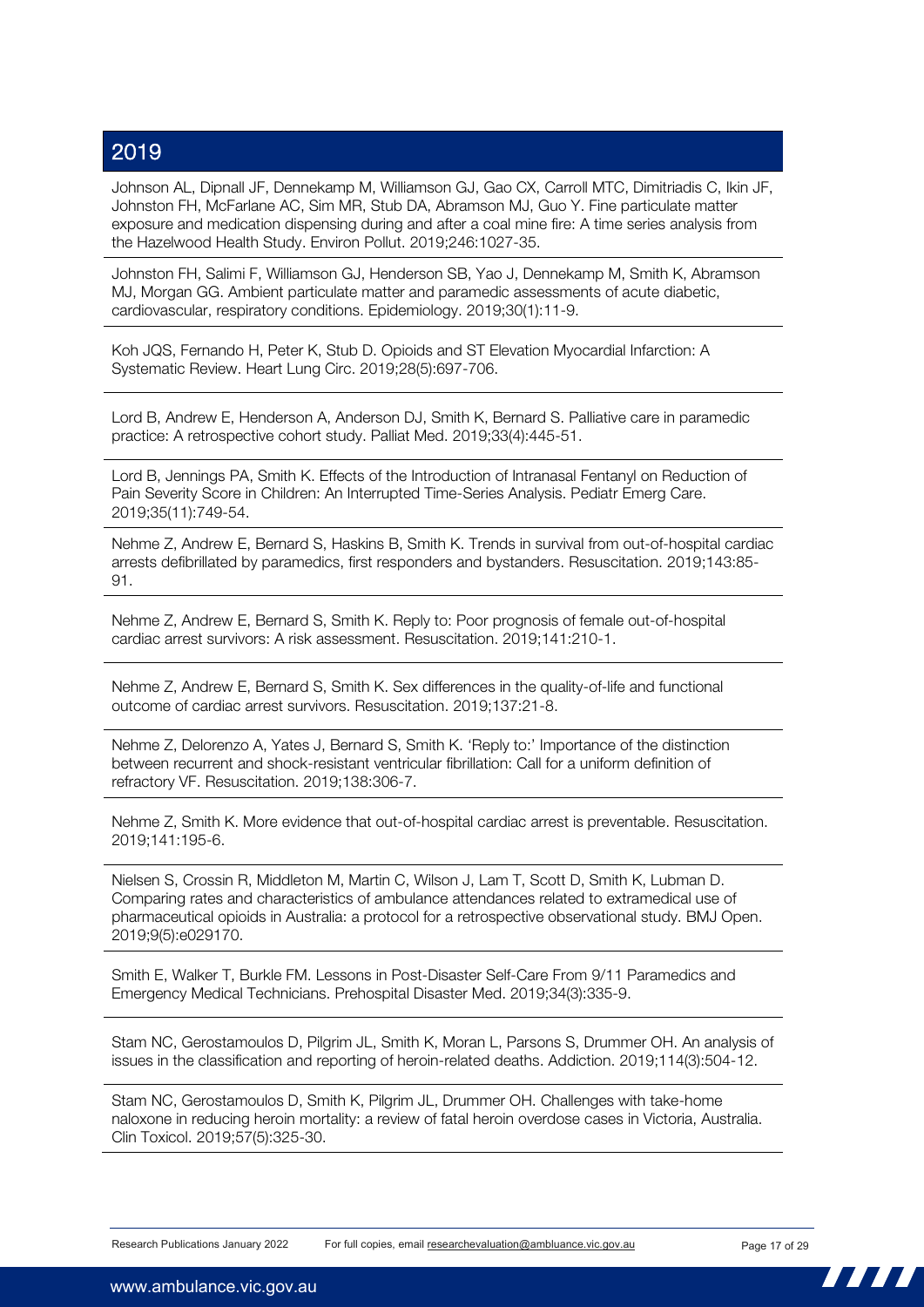## 2019

Johnson AL, Dipnall JF, Dennekamp M, Williamson GJ, Gao CX, Carroll MTC, Dimitriadis C, Ikin JF, Johnston FH, McFarlane AC, Sim MR, Stub DA, Abramson MJ, Guo Y. Fine particulate matter exposure and medication dispensing during and after a coal mine fire: A time series analysis from the Hazelwood Health Study. Environ Pollut. 2019;246:1027-35.

Johnston FH, Salimi F, Williamson GJ, Henderson SB, Yao J, Dennekamp M, Smith K, Abramson MJ, Morgan GG. Ambient particulate matter and paramedic assessments of acute diabetic, cardiovascular, respiratory conditions. Epidemiology. 2019;30(1):11-9.

Koh JQS, Fernando H, Peter K, Stub D. Opioids and ST Elevation Myocardial Infarction: A Systematic Review. Heart Lung Circ. 2019;28(5):697-706.

Lord B, Andrew E, Henderson A, Anderson DJ, Smith K, Bernard S. Palliative care in paramedic practice: A retrospective cohort study. Palliat Med. 2019;33(4):445-51.

Lord B, Jennings PA, Smith K. Effects of the Introduction of Intranasal Fentanyl on Reduction of Pain Severity Score in Children: An Interrupted Time-Series Analysis. Pediatr Emerg Care. 2019;35(11):749-54.

Nehme Z, Andrew E, Bernard S, Haskins B, Smith K. Trends in survival from out-of-hospital cardiac arrests defibrillated by paramedics, first responders and bystanders. Resuscitation. 2019;143:85-91.

Nehme Z, Andrew E, Bernard S, Smith K. Reply to: Poor prognosis of female out-of-hospital cardiac arrest survivors: A risk assessment. Resuscitation. 2019;141:210-1.

Nehme Z, Andrew E, Bernard S, Smith K. Sex differences in the quality-of-life and functional outcome of cardiac arrest survivors. Resuscitation. 2019;137:21-8.

Nehme Z, Delorenzo A, Yates J, Bernard S, Smith K. 'Reply to:' Importance of the distinction between recurrent and shock-resistant ventricular fibrillation: Call for a uniform definition of refractory VF. Resuscitation. 2019;138:306-7.

Nehme Z, Smith K. More evidence that out-of-hospital cardiac arrest is preventable. Resuscitation. 2019;141:195-6.

Nielsen S, Crossin R, Middleton M, Martin C, Wilson J, Lam T, Scott D, Smith K, Lubman D. Comparing rates and characteristics of ambulance attendances related to extramedical use of pharmaceutical opioids in Australia: a protocol for a retrospective observational study. BMJ Open. 2019;9(5):e029170.

Smith E, Walker T, Burkle FM. Lessons in Post-Disaster Self-Care From 9/11 Paramedics and Emergency Medical Technicians. Prehospital Disaster Med. 2019;34(3):335-9.

Stam NC, Gerostamoulos D, Pilgrim JL, Smith K, Moran L, Parsons S, Drummer OH. An analysis of issues in the classification and reporting of heroin-related deaths. Addiction. 2019;114(3):504-12.

Stam NC, Gerostamoulos D, Smith K, Pilgrim JL, Drummer OH. Challenges with take-home naloxone in reducing heroin mortality: a review of fatal heroin overdose cases in Victoria, Australia. Clin Toxicol. 2019;57(5):325-30.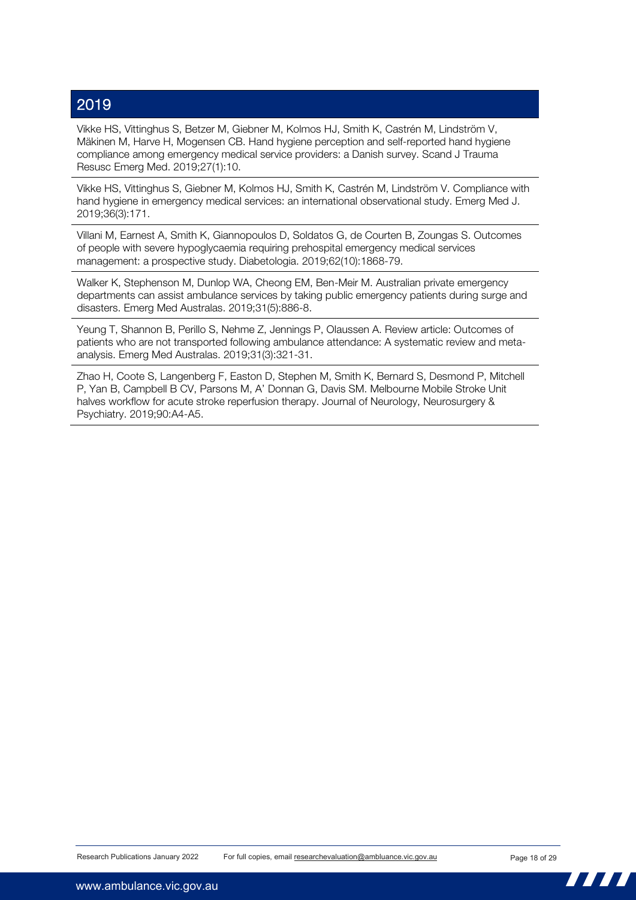## 2019

Vikke HS, Vittinghus S, Betzer M, Giebner M, Kolmos HJ, Smith K, Castrén M, Lindström V, Mäkinen M, Harve H, Mogensen CB. Hand hygiene perception and self-reported hand hygiene compliance among emergency medical service providers: a Danish survey. Scand J Trauma Resusc Emerg Med. 2019;27(1):10.

Vikke HS, Vittinghus S, Giebner M, Kolmos HJ, Smith K, Castrén M, Lindström V. Compliance with hand hygiene in emergency medical services: an international observational study. Emerg Med J. 2019;36(3):171.

Villani M, Earnest A, Smith K, Giannopoulos D, Soldatos G, de Courten B, Zoungas S. Outcomes of people with severe hypoglycaemia requiring prehospital emergency medical services management: a prospective study. Diabetologia. 2019;62(10):1868-79.

Walker K, Stephenson M, Dunlop WA, Cheong EM, Ben-Meir M. Australian private emergency departments can assist ambulance services by taking public emergency patients during surge and disasters. Emerg Med Australas. 2019;31(5):886-8.

Yeung T, Shannon B, Perillo S, Nehme Z, Jennings P, Olaussen A. Review article: Outcomes of patients who are not transported following ambulance attendance: A systematic review and meta-analysis. Emerg Med Australas. 2019;31(3):321-31.

Zhao H, Coote S, Langenberg F, Easton D, Stephen M, Smith K, Bernard S, Desmond P, Mitchell P, Yan B, Campbell B CV, Parsons M, A' Donnan G, Davis SM. Melbourne Mobile Stroke Unit halves workflow for acute stroke reperfusion therapy. Journal of Neurology, Neurosurgery & Psychiatry. 2019;90:A4-A5.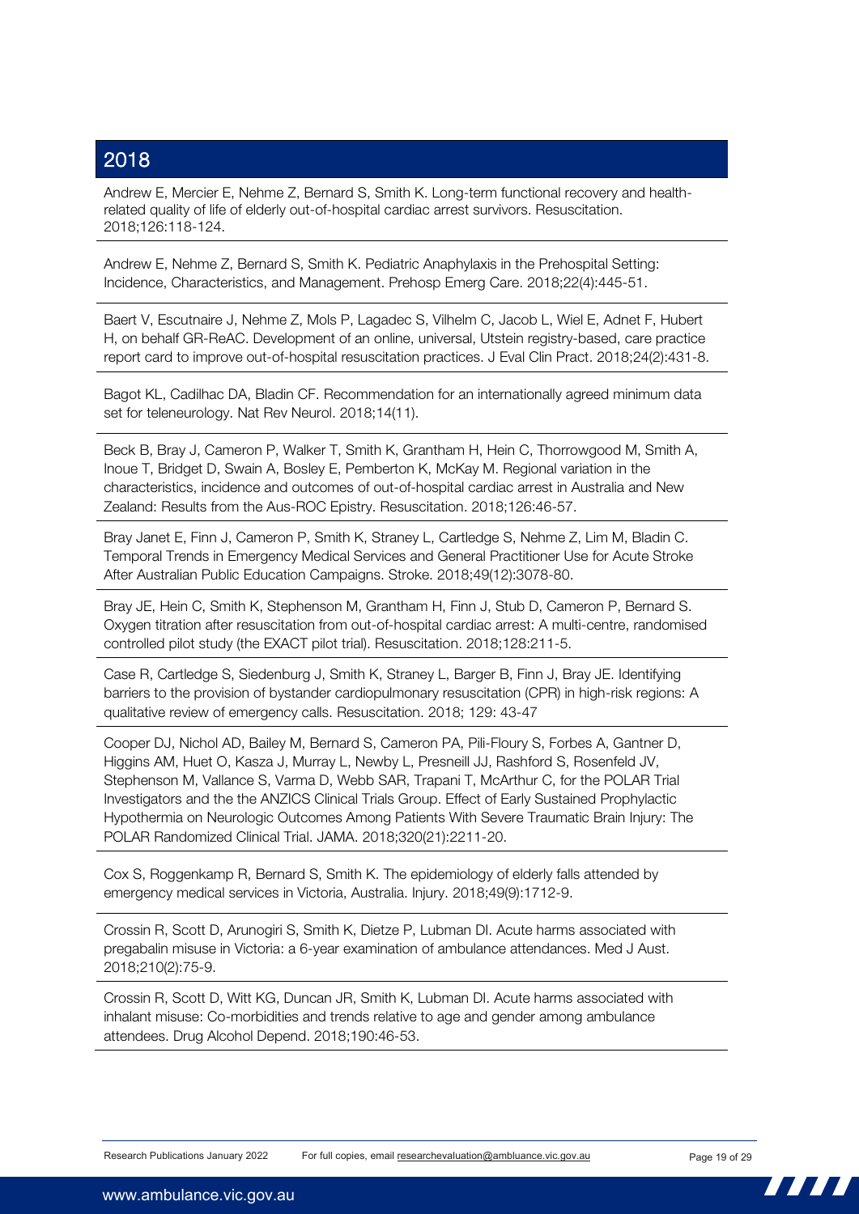## 2018

Andrew E, Mercier E, Nehme Z, Bernard S, Smith K. Long-term functional recovery and health-related quality of life of elderly out-of-hospital cardiac arrest survivors. Resuscitation. 2018;126:118-124.

Andrew E, Nehme Z, Bernard S, Smith K. Pediatric Anaphylaxis in the Prehospital Setting: Incidence, Characteristics, and Management. Prehosp Emerg Care. 2018;22(4):445-51.

Baert V, Escutnaire J, Nehme Z, Mols P, Lagadec S, Vilhelm C, Jacob L, Wiel E, Adnet F, Hubert H, on behalf GR-ReAC. Development of an online, universal, Utstein registry-based, care practice report card to improve out-of-hospital resuscitation practices. J Eval Clin Pract. 2018;24(2):431-8.

Bagot KL, Cadilhac DA, Bladin CF. Recommendation for an internationally agreed minimum data set for teleneurology. Nat Rev Neurol. 2018;14(11).

Beck B, Bray J, Cameron P, Walker T, Smith K, Grantham H, Hein C, Thorrowgood M, Smith A, Inoue T, Bridget D, Swain A, Bosley E, Pemberton K, McKay M. Regional variation in the characteristics, incidence and outcomes of out-of-hospital cardiac arrest in Australia and New Zealand: Results from the Aus-ROC Epistry. Resuscitation. 2018;126:46-57.

Bray Janet E, Finn J, Cameron P, Smith K, Straney L, Cartledge S, Nehme Z, Lim M, Bladin C. Temporal Trends in Emergency Medical Services and General Practitioner Use for Acute Stroke After Australian Public Education Campaigns. Stroke. 2018;49(12):3078-80.

Bray JE, Hein C, Smith K, Stephenson M, Grantham H, Finn J, Stub D, Cameron P, Bernard S. Oxygen titration after resuscitation from out-of-hospital cardiac arrest: A multi-centre, randomised controlled pilot study (the EXACT pilot trial). Resuscitation. 2018;128:211-5.

Case R, Cartledge S, Siedenburg J, Smith K, Straney L, Barger B, Finn J, Bray JE. Identifying barriers to the provision of bystander cardiopulmonary resuscitation (CPR) in high-risk regions: A qualitative review of emergency calls. Resuscitation. 2018; 129: 43-47

Cooper DJ, Nichol AD, Bailey M, Bernard S, Cameron PA, Pili-Floury S, Forbes A, Gantner D, Higgins AM, Huet O, Kasza J, Murray L, Newby L, Presneill JJ, Rashford S, Rosenfeld JV, Stephenson M, Vallance S, Varma D, Webb SAR, Trapani T, McArthur C, for the POLAR Trial Investigators and the the ANZICS Clinical Trials Group. Effect of Early Sustained Prophylactic Hypothermia on Neurologic Outcomes Among Patients With Severe Traumatic Brain Injury: The POLAR Randomized Clinical Trial. JAMA. 2018;320(21):2211-20.

Cox S, Roggenkamp R, Bernard S, Smith K. The epidemiology of elderly falls attended by emergency medical services in Victoria, Australia. Injury. 2018;49(9):1712-9.

Crossin R, Scott D, Arunogiri S, Smith K, Dietze P, Lubman DI. Acute harms associated with pregabalin misuse in Victoria: a 6-year examination of ambulance attendances. Med J Aust. 2018;210(2):75-9.

Crossin R, Scott D, Witt KG, Duncan JR, Smith K, Lubman DI. Acute harms associated with inhalant misuse: Co-morbidities and trends relative to age and gender among ambulance attendees. Drug Alcohol Depend. 2018;190:46-53.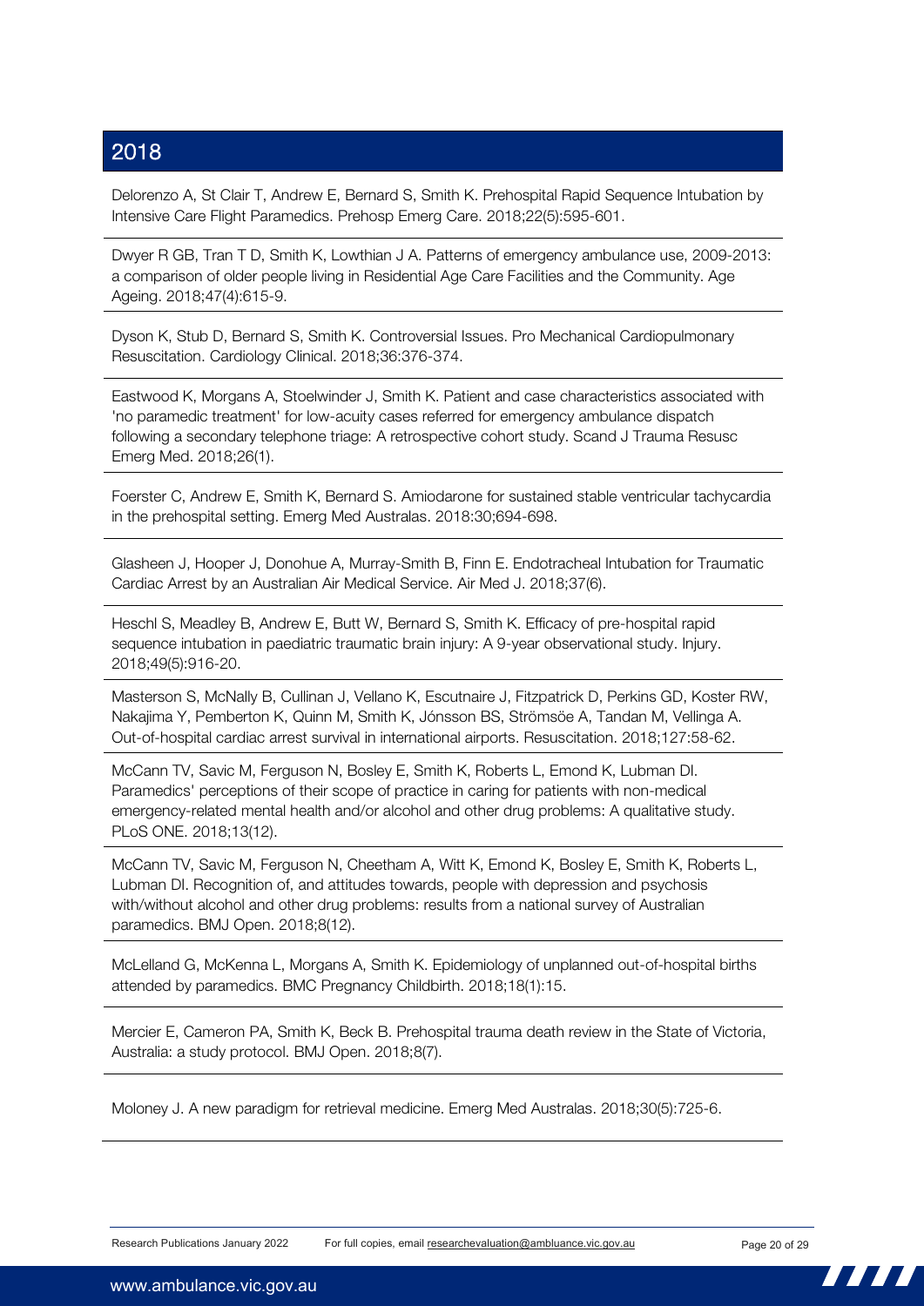## 2018

Delorenzo A, St Clair T, Andrew E, Bernard S, Smith K. Prehospital Rapid Sequence Intubation by Intensive Care Flight Paramedics. Prehosp Emerg Care. 2018;22(5):595-601.

Dwyer R GB, Tran T D, Smith K, Lowthian J A. Patterns of emergency ambulance use, 2009-2013: a comparison of older people living in Residential Age Care Facilities and the Community. Age Ageing. 2018;47(4):615-9.

Dyson K, Stub D, Bernard S, Smith K. Controversial Issues. Pro Mechanical Cardiopulmonary Resuscitation. Cardiology Clinical. 2018;36:376-374.

Eastwood K, Morgans A, Stoelwinder J, Smith K. Patient and case characteristics associated with 'no paramedic treatment' for low-acuity cases referred for emergency ambulance dispatch following a secondary telephone triage: A retrospective cohort study. Scand J Trauma Resusc Emerg Med. 2018;26(1).

Foerster C, Andrew E, Smith K, Bernard S. Amiodarone for sustained stable ventricular tachycardia in the prehospital setting. Emerg Med Australas. 2018:30;694-698.

Glasheen J, Hooper J, Donohue A, Murray-Smith B, Finn E. Endotracheal Intubation for Traumatic Cardiac Arrest by an Australian Air Medical Service. Air Med J. 2018;37(6).

Heschl S, Meadley B, Andrew E, Butt W, Bernard S, Smith K. Efficacy of pre-hospital rapid sequence intubation in paediatric traumatic brain injury: A 9-year observational study. Injury. 2018;49(5):916-20.

Masterson S, McNally B, Cullinan J, Vellano K, Escutnaire J, Fitzpatrick D, Perkins GD, Koster RW, Nakajima Y, Pemberton K, Quinn M, Smith K, Jónsson BS, Strömsöe A, Tandan M, Vellinga A. Out-of-hospital cardiac arrest survival in international airports. Resuscitation. 2018;127:58-62.

McCann TV, Savic M, Ferguson N, Bosley E, Smith K, Roberts L, Emond K, Lubman DI. Paramedics' perceptions of their scope of practice in caring for patients with non-medical emergency-related mental health and/or alcohol and other drug problems: A qualitative study. PLoS ONE. 2018;13(12).

McCann TV, Savic M, Ferguson N, Cheetham A, Witt K, Emond K, Bosley E, Smith K, Roberts L, Lubman DI. Recognition of, and attitudes towards, people with depression and psychosis with/without alcohol and other drug problems: results from a national survey of Australian paramedics. BMJ Open. 2018;8(12).

McLelland G, McKenna L, Morgans A, Smith K. Epidemiology of unplanned out-of-hospital births attended by paramedics. BMC Pregnancy Childbirth. 2018;18(1):15.

Mercier E, Cameron PA, Smith K, Beck B. Prehospital trauma death review in the State of Victoria, Australia: a study protocol. BMJ Open. 2018;8(7).

Moloney J. A new paradigm for retrieval medicine. Emerg Med Australas. 2018;30(5):725-6.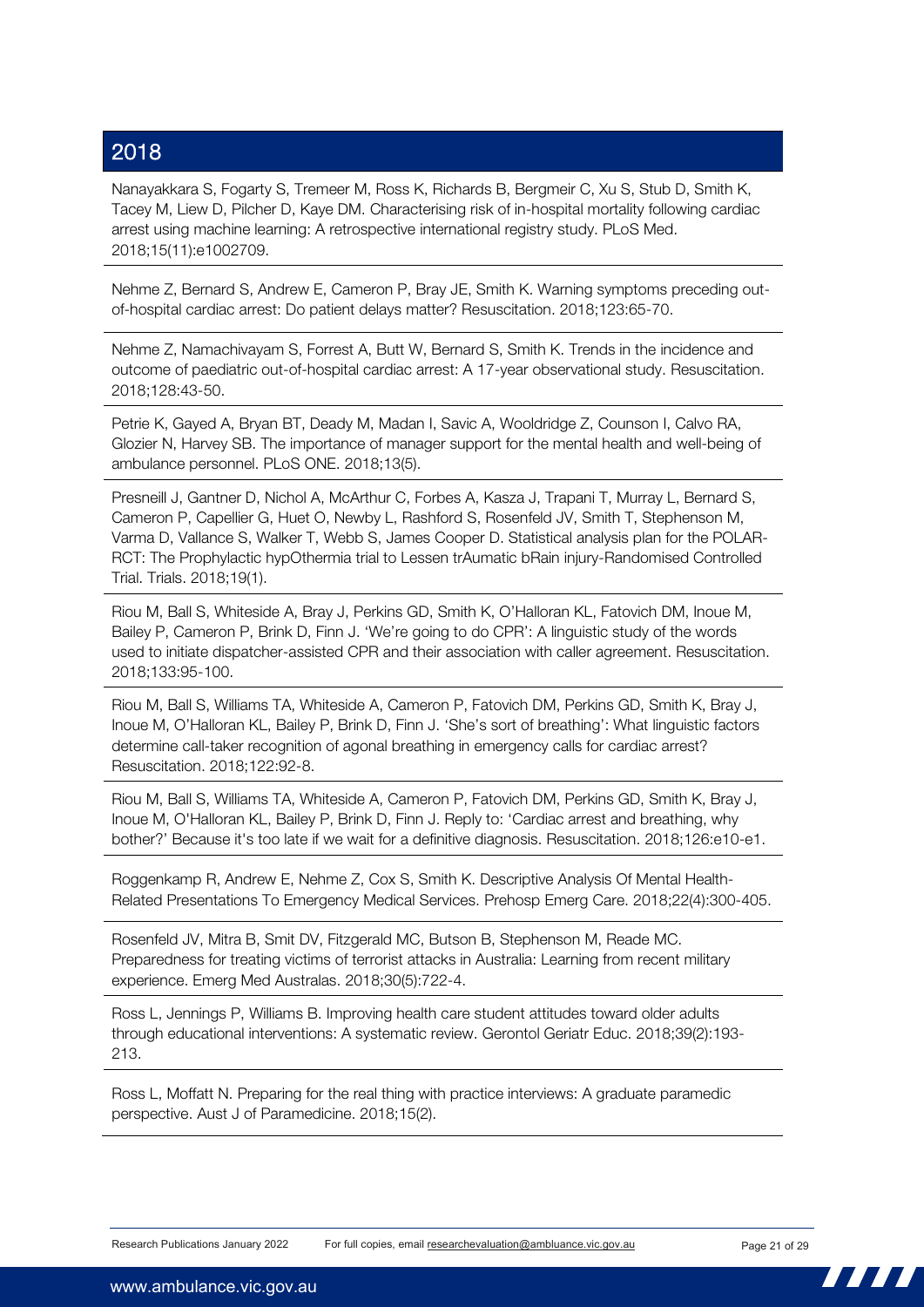## 2018

Nanayakkara S, Fogarty S, Tremeer M, Ross K, Richards B, Bergmeir C, Xu S, Stub D, Smith K, Tacey M, Liew D, Pilcher D, Kaye DM. Characterising risk of in-hospital mortality following cardiac arrest using machine learning: A retrospective international registry study. PLoS Med. 2018;15(11):e1002709.

Nehme Z, Bernard S, Andrew E, Cameron P, Bray JE, Smith K. Warning symptoms preceding out-of-hospital cardiac arrest: Do patient delays matter? Resuscitation. 2018;123:65-70.

Nehme Z, Namachivayam S, Forrest A, Butt W, Bernard S, Smith K. Trends in the incidence and outcome of paediatric out-of-hospital cardiac arrest: A 17-year observational study. Resuscitation. 2018;128:43-50.

Petrie K, Gayed A, Bryan BT, Deady M, Madan I, Savic A, Wooldridge Z, Counson I, Calvo RA, Glozier N, Harvey SB. The importance of manager support for the mental health and well-being of ambulance personnel. PLoS ONE. 2018;13(5).

Presneill J, Gantner D, Nichol A, McArthur C, Forbes A, Kasza J, Trapani T, Murray L, Bernard S, Cameron P, Capellier G, Huet O, Newby L, Rashford S, Rosenfeld JV, Smith T, Stephenson M, Varma D, Vallance S, Walker T, Webb S, James Cooper D. Statistical analysis plan for the POLAR-RCT: The Prophylactic hypOthermia trial to Lessen trAumatic bRain injury-Randomised Controlled Trial. Trials. 2018;19(1).

Riou M, Ball S, Whiteside A, Bray J, Perkins GD, Smith K, O'Halloran KL, Fatovich DM, Inoue M, Bailey P, Cameron P, Brink D, Finn J. 'We're going to do CPR': A linguistic study of the words used to initiate dispatcher-assisted CPR and their association with caller agreement. Resuscitation. 2018;133:95-100.

Riou M, Ball S, Williams TA, Whiteside A, Cameron P, Fatovich DM, Perkins GD, Smith K, Bray J, Inoue M, O'Halloran KL, Bailey P, Brink D, Finn J. 'She's sort of breathing': What linguistic factors determine call-taker recognition of agonal breathing in emergency calls for cardiac arrest? Resuscitation. 2018;122:92-8.

Riou M, Ball S, Williams TA, Whiteside A, Cameron P, Fatovich DM, Perkins GD, Smith K, Bray J, Inoue M, O'Halloran KL, Bailey P, Brink D, Finn J. Reply to: 'Cardiac arrest and breathing, why bother?' Because it's too late if we wait for a definitive diagnosis. Resuscitation. 2018;126:e10-e1.

Roggenkamp R, Andrew E, Nehme Z, Cox S, Smith K. Descriptive Analysis Of Mental Health-Related Presentations To Emergency Medical Services. Prehosp Emerg Care. 2018;22(4):300-405.

Rosenfeld JV, Mitra B, Smit DV, Fitzgerald MC, Butson B, Stephenson M, Reade MC. Preparedness for treating victims of terrorist attacks in Australia: Learning from recent military experience. Emerg Med Australas. 2018;30(5):722-4.

Ross L, Jennings P, Williams B. Improving health care student attitudes toward older adults through educational interventions: A systematic review. Gerontol Geriatr Educ. 2018;39(2):193-213.

Ross L, Moffatt N. Preparing for the real thing with practice interviews: A graduate paramedic perspective. Aust J of Paramedicine. 2018;15(2).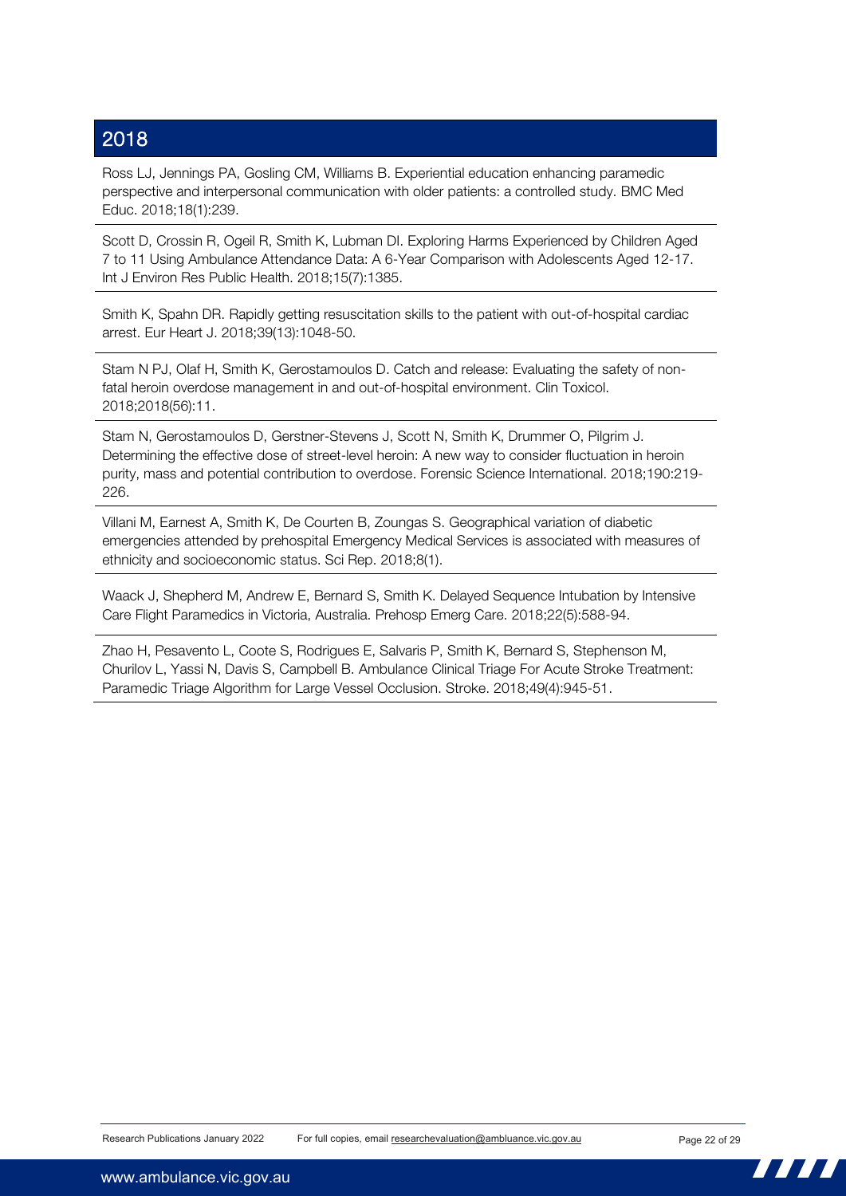## 2018

Ross LJ, Jennings PA, Gosling CM, Williams B. Experiential education enhancing paramedic perspective and interpersonal communication with older patients: a controlled study. BMC Med Educ. 2018;18(1):239.

Scott D, Crossin R, Ogeil R, Smith K, Lubman DI. Exploring Harms Experienced by Children Aged 7 to 11 Using Ambulance Attendance Data: A 6-Year Comparison with Adolescents Aged 12-17. Int J Environ Res Public Health. 2018;15(7):1385.

Smith K, Spahn DR. Rapidly getting resuscitation skills to the patient with out-of-hospital cardiac arrest. Eur Heart J. 2018;39(13):1048-50.

Stam N PJ, Olaf H, Smith K, Gerostamoulos D. Catch and release: Evaluating the safety of non-fatal heroin overdose management in and out-of-hospital environment. Clin Toxicol. 2018;2018(56):11.

Stam N, Gerostamoulos D, Gerstner-Stevens J, Scott N, Smith K, Drummer O, Pilgrim J. Determining the effective dose of street-level heroin: A new way to consider fluctuation in heroin purity, mass and potential contribution to overdose. Forensic Science International. 2018;190:219-226.

Villani M, Earnest A, Smith K, De Courten B, Zoungas S. Geographical variation of diabetic emergencies attended by prehospital Emergency Medical Services is associated with measures of ethnicity and socioeconomic status. Sci Rep. 2018;8(1).

Waack J, Shepherd M, Andrew E, Bernard S, Smith K. Delayed Sequence Intubation by Intensive Care Flight Paramedics in Victoria, Australia. Prehosp Emerg Care. 2018;22(5):588-94.

Zhao H, Pesavento L, Coote S, Rodrigues E, Salvaris P, Smith K, Bernard S, Stephenson M, Churilov L, Yassi N, Davis S, Campbell B. Ambulance Clinical Triage For Acute Stroke Treatment: Paramedic Triage Algorithm for Large Vessel Occlusion. Stroke. 2018;49(4):945-51.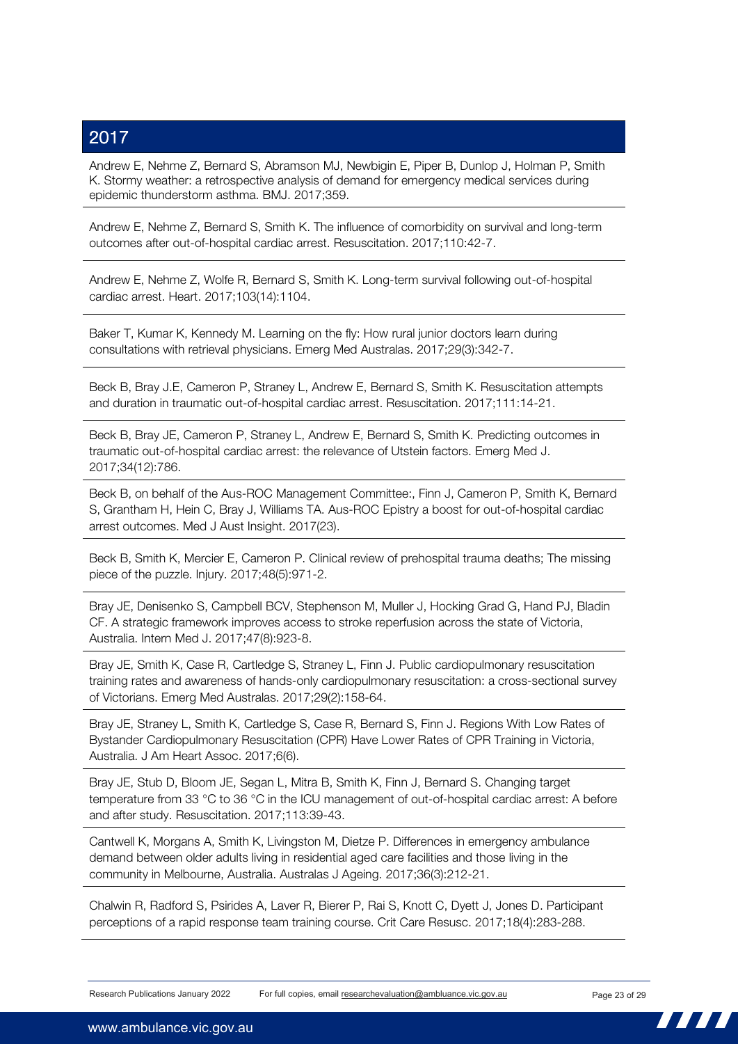## 2017

Andrew E, Nehme Z, Bernard S, Abramson MJ, Newbigin E, Piper B, Dunlop J, Holman P, Smith K. Stormy weather: a retrospective analysis of demand for emergency medical services during epidemic thunderstorm asthma. BMJ. 2017;359.

Andrew E, Nehme Z, Bernard S, Smith K. The influence of comorbidity on survival and long-term outcomes after out-of-hospital cardiac arrest. Resuscitation. 2017;110:42-7.

Andrew E, Nehme Z, Wolfe R, Bernard S, Smith K. Long-term survival following out-of-hospital cardiac arrest. Heart. 2017;103(14):1104.

Baker T, Kumar K, Kennedy M. Learning on the fly: How rural junior doctors learn during consultations with retrieval physicians. Emerg Med Australas. 2017;29(3):342-7.

Beck B, Bray J.E, Cameron P, Straney L, Andrew E, Bernard S, Smith K. Resuscitation attempts and duration in traumatic out-of-hospital cardiac arrest. Resuscitation. 2017;111:14-21.

Beck B, Bray JE, Cameron P, Straney L, Andrew E, Bernard S, Smith K. Predicting outcomes in traumatic out-of-hospital cardiac arrest: the relevance of Utstein factors. Emerg Med J. 2017;34(12):786.

Beck B, on behalf of the Aus-ROC Management Committee:, Finn J, Cameron P, Smith K, Bernard S, Grantham H, Hein C, Bray J, Williams TA. Aus-ROC Epistry a boost for out-of-hospital cardiac arrest outcomes. Med J Aust Insight. 2017(23).

Beck B, Smith K, Mercier E, Cameron P. Clinical review of prehospital trauma deaths; The missing piece of the puzzle. Injury. 2017;48(5):971-2.

Bray JE, Denisenko S, Campbell BCV, Stephenson M, Muller J, Hocking Grad G, Hand PJ, Bladin CF. A strategic framework improves access to stroke reperfusion across the state of Victoria, Australia. Intern Med J. 2017;47(8):923-8.

Bray JE, Smith K, Case R, Cartledge S, Straney L, Finn J. Public cardiopulmonary resuscitation training rates and awareness of hands-only cardiopulmonary resuscitation: a cross-sectional survey of Victorians. Emerg Med Australas. 2017;29(2):158-64.

Bray JE, Straney L, Smith K, Cartledge S, Case R, Bernard S, Finn J. Regions With Low Rates of Bystander Cardiopulmonary Resuscitation (CPR) Have Lower Rates of CPR Training in Victoria, Australia. J Am Heart Assoc. 2017;6(6).

Bray JE, Stub D, Bloom JE, Segan L, Mitra B, Smith K, Finn J, Bernard S. Changing target temperature from 33 °C to 36 °C in the ICU management of out-of-hospital cardiac arrest: A before and after study. Resuscitation. 2017;113:39-43.

Cantwell K, Morgans A, Smith K, Livingston M, Dietze P. Differences in emergency ambulance demand between older adults living in residential aged care facilities and those living in the community in Melbourne, Australia. Australas J Ageing. 2017;36(3):212-21.

Chalwin R, Radford S, Psirides A, Laver R, Bierer P, Rai S, Knott C, Dyett J, Jones D. Participant perceptions of a rapid response team training course. Crit Care Resusc. 2017;18(4):283-288.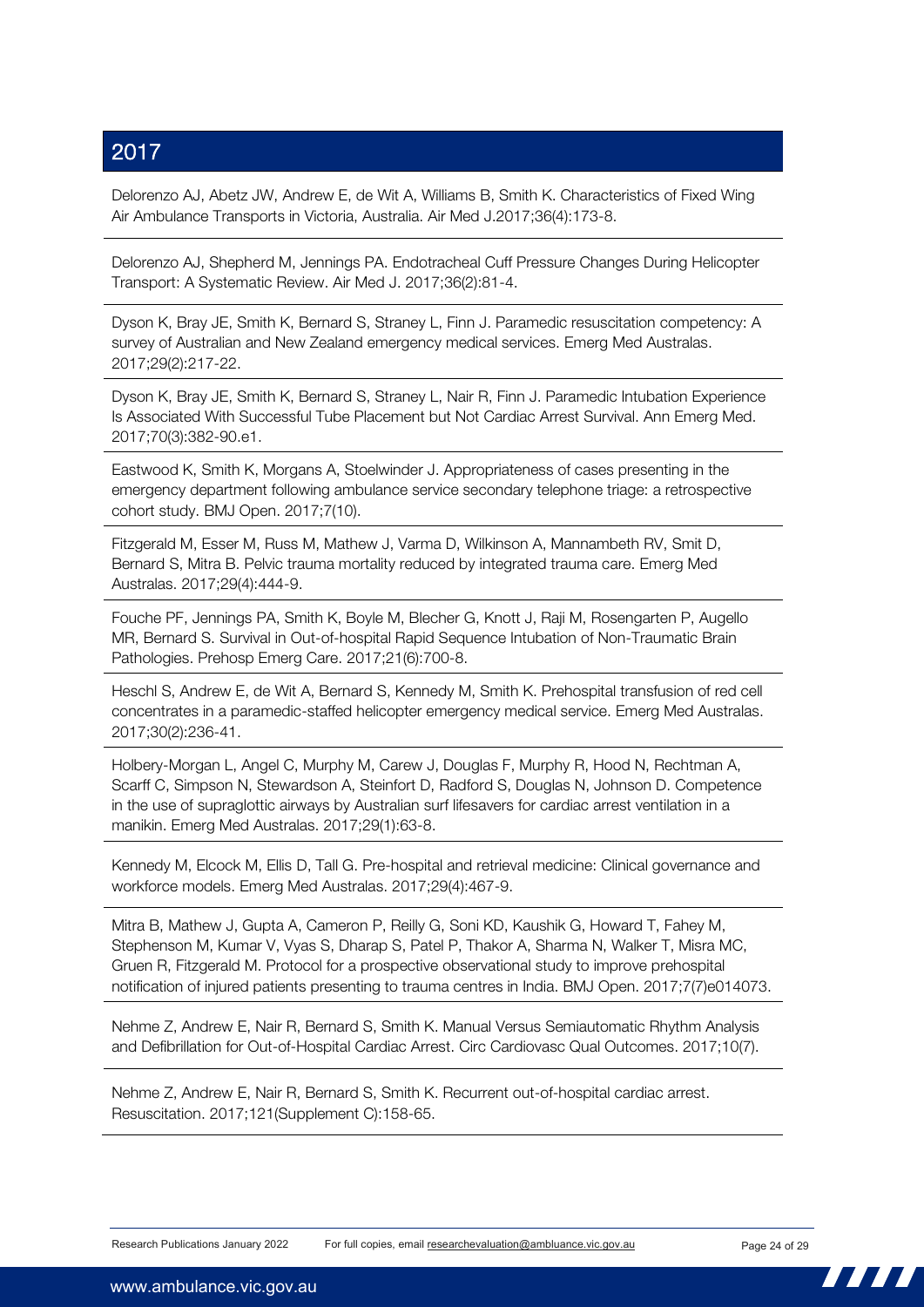## 2017

Delorenzo AJ, Abetz JW, Andrew E, de Wit A, Williams B, Smith K. Characteristics of Fixed Wing Air Ambulance Transports in Victoria, Australia. Air Med J.2017;36(4):173-8.

Delorenzo AJ, Shepherd M, Jennings PA. Endotracheal Cuff Pressure Changes During Helicopter Transport: A Systematic Review. Air Med J. 2017;36(2):81-4.

Dyson K, Bray JE, Smith K, Bernard S, Straney L, Finn J. Paramedic resuscitation competency: A survey of Australian and New Zealand emergency medical services. Emerg Med Australas. 2017;29(2):217-22.

Dyson K, Bray JE, Smith K, Bernard S, Straney L, Nair R, Finn J. Paramedic Intubation Experience Is Associated With Successful Tube Placement but Not Cardiac Arrest Survival. Ann Emerg Med. 2017;70(3):382-90.e1.

Eastwood K, Smith K, Morgans A, Stoelwinder J. Appropriateness of cases presenting in the emergency department following ambulance service secondary telephone triage: a retrospective cohort study. BMJ Open. 2017;7(10).

Fitzgerald M, Esser M, Russ M, Mathew J, Varma D, Wilkinson A, Mannambeth RV, Smit D, Bernard S, Mitra B. Pelvic trauma mortality reduced by integrated trauma care. Emerg Med Australas. 2017;29(4):444-9.

Fouche PF, Jennings PA, Smith K, Boyle M, Blecher G, Knott J, Raji M, Rosengarten P, Augello MR, Bernard S. Survival in Out-of-hospital Rapid Sequence Intubation of Non-Traumatic Brain Pathologies. Prehosp Emerg Care. 2017;21(6):700-8.

Heschl S, Andrew E, de Wit A, Bernard S, Kennedy M, Smith K. Prehospital transfusion of red cell concentrates in a paramedic-staffed helicopter emergency medical service. Emerg Med Australas. 2017;30(2):236-41.

Holbery-Morgan L, Angel C, Murphy M, Carew J, Douglas F, Murphy R, Hood N, Rechtman A, Scarff C, Simpson N, Stewardson A, Steinfort D, Radford S, Douglas N, Johnson D. Competence in the use of supraglottic airways by Australian surf lifesavers for cardiac arrest ventilation in a manikin. Emerg Med Australas. 2017;29(1):63-8.

Kennedy M, Elcock M, Ellis D, Tall G. Pre-hospital and retrieval medicine: Clinical governance and workforce models. Emerg Med Australas. 2017;29(4):467-9.

Mitra B, Mathew J, Gupta A, Cameron P, Reilly G, Soni KD, Kaushik G, Howard T, Fahey M, Stephenson M, Kumar V, Vyas S, Dharap S, Patel P, Thakor A, Sharma N, Walker T, Misra MC, Gruen R, Fitzgerald M. Protocol for a prospective observational study to improve prehospital notification of injured patients presenting to trauma centres in India. BMJ Open. 2017;7(7)e014073.

Nehme Z, Andrew E, Nair R, Bernard S, Smith K. Manual Versus Semiautomatic Rhythm Analysis and Defibrillation for Out-of-Hospital Cardiac Arrest. Circ Cardiovasc Qual Outcomes. 2017;10(7).

Nehme Z, Andrew E, Nair R, Bernard S, Smith K. Recurrent out-of-hospital cardiac arrest. Resuscitation. 2017;121(Supplement C):158-65.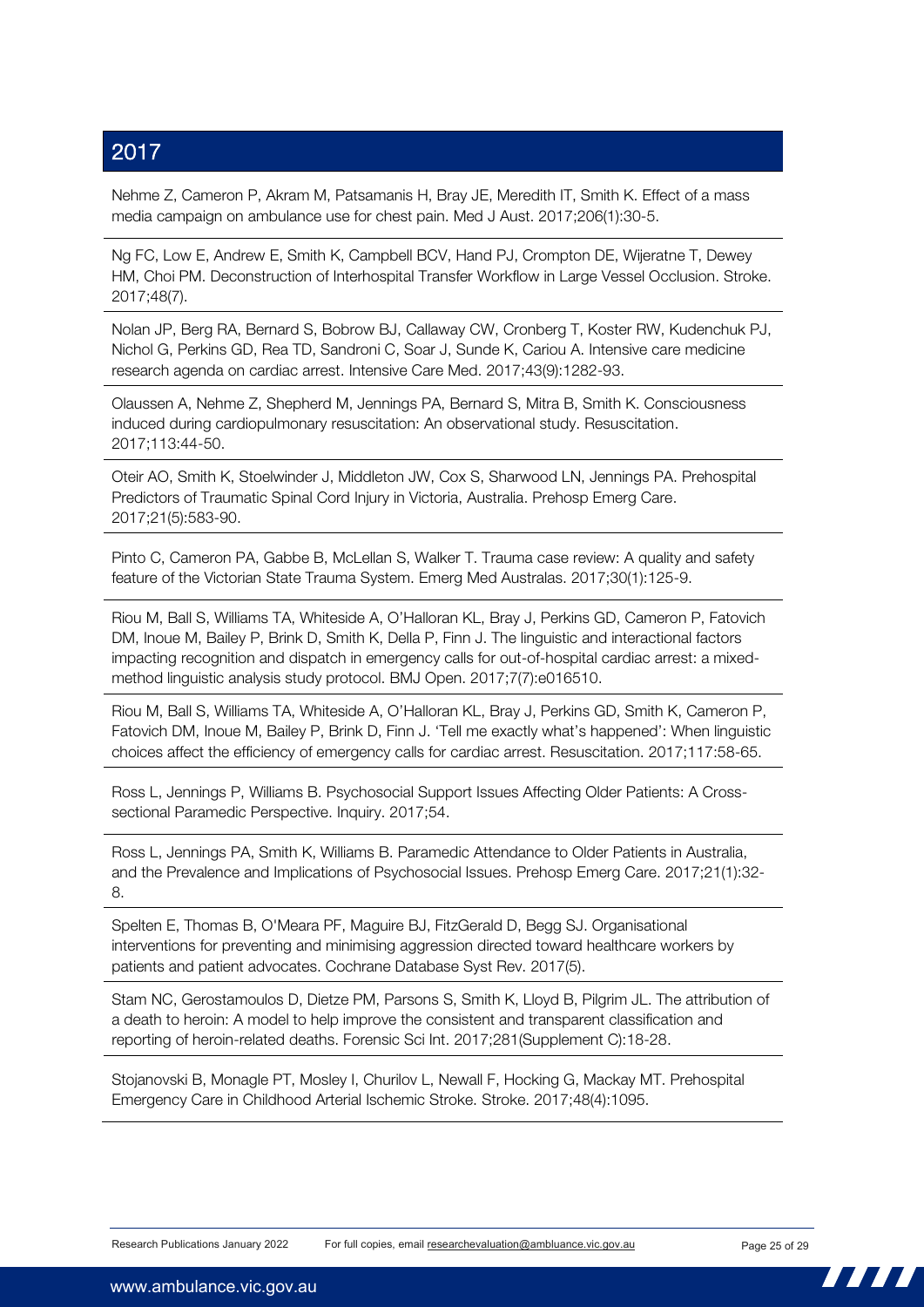## 2017

Nehme Z, Cameron P, Akram M, Patsamanis H, Bray JE, Meredith IT, Smith K. Effect of a mass media campaign on ambulance use for chest pain. Med J Aust. 2017;206(1):30-5.

Ng FC, Low E, Andrew E, Smith K, Campbell BCV, Hand PJ, Crompton DE, Wijeratne T, Dewey HM, Choi PM. Deconstruction of Interhospital Transfer Workflow in Large Vessel Occlusion. Stroke. 2017;48(7).

Nolan JP, Berg RA, Bernard S, Bobrow BJ, Callaway CW, Cronberg T, Koster RW, Kudenchuk PJ, Nichol G, Perkins GD, Rea TD, Sandroni C, Soar J, Sunde K, Cariou A. Intensive care medicine research agenda on cardiac arrest. Intensive Care Med. 2017;43(9):1282-93.

Olaussen A, Nehme Z, Shepherd M, Jennings PA, Bernard S, Mitra B, Smith K. Consciousness induced during cardiopulmonary resuscitation: An observational study. Resuscitation. 2017;113:44-50.

Oteir AO, Smith K, Stoelwinder J, Middleton JW, Cox S, Sharwood LN, Jennings PA. Prehospital Predictors of Traumatic Spinal Cord Injury in Victoria, Australia. Prehosp Emerg Care. 2017;21(5):583-90.

Pinto C, Cameron PA, Gabbe B, McLellan S, Walker T. Trauma case review: A quality and safety feature of the Victorian State Trauma System. Emerg Med Australas. 2017;30(1):125-9.

Riou M, Ball S, Williams TA, Whiteside A, O'Halloran KL, Bray J, Perkins GD, Cameron P, Fatovich DM, Inoue M, Bailey P, Brink D, Smith K, Della P, Finn J. The linguistic and interactional factors impacting recognition and dispatch in emergency calls for out-of-hospital cardiac arrest: a mixed-method linguistic analysis study protocol. BMJ Open. 2017;7(7):e016510.

Riou M, Ball S, Williams TA, Whiteside A, O'Halloran KL, Bray J, Perkins GD, Smith K, Cameron P, Fatovich DM, Inoue M, Bailey P, Brink D, Finn J. 'Tell me exactly what's happened': When linguistic choices affect the efficiency of emergency calls for cardiac arrest. Resuscitation. 2017;117:58-65.

Ross L, Jennings P, Williams B. Psychosocial Support Issues Affecting Older Patients: A Cross-sectional Paramedic Perspective. Inquiry. 2017;54.

Ross L, Jennings PA, Smith K, Williams B. Paramedic Attendance to Older Patients in Australia, and the Prevalence and Implications of Psychosocial Issues. Prehosp Emerg Care. 2017;21(1):32-8.

Spelten E, Thomas B, O'Meara PF, Maguire BJ, FitzGerald D, Begg SJ. Organisational interventions for preventing and minimising aggression directed toward healthcare workers by patients and patient advocates. Cochrane Database Syst Rev. 2017(5).

Stam NC, Gerostamoulos D, Dietze PM, Parsons S, Smith K, Lloyd B, Pilgrim JL. The attribution of a death to heroin: A model to help improve the consistent and transparent classification and reporting of heroin-related deaths. Forensic Sci Int. 2017;281(Supplement C):18-28.

Stojanovski B, Monagle PT, Mosley I, Churilov L, Newall F, Hocking G, Mackay MT. Prehospital Emergency Care in Childhood Arterial Ischemic Stroke. Stroke. 2017;48(4):1095.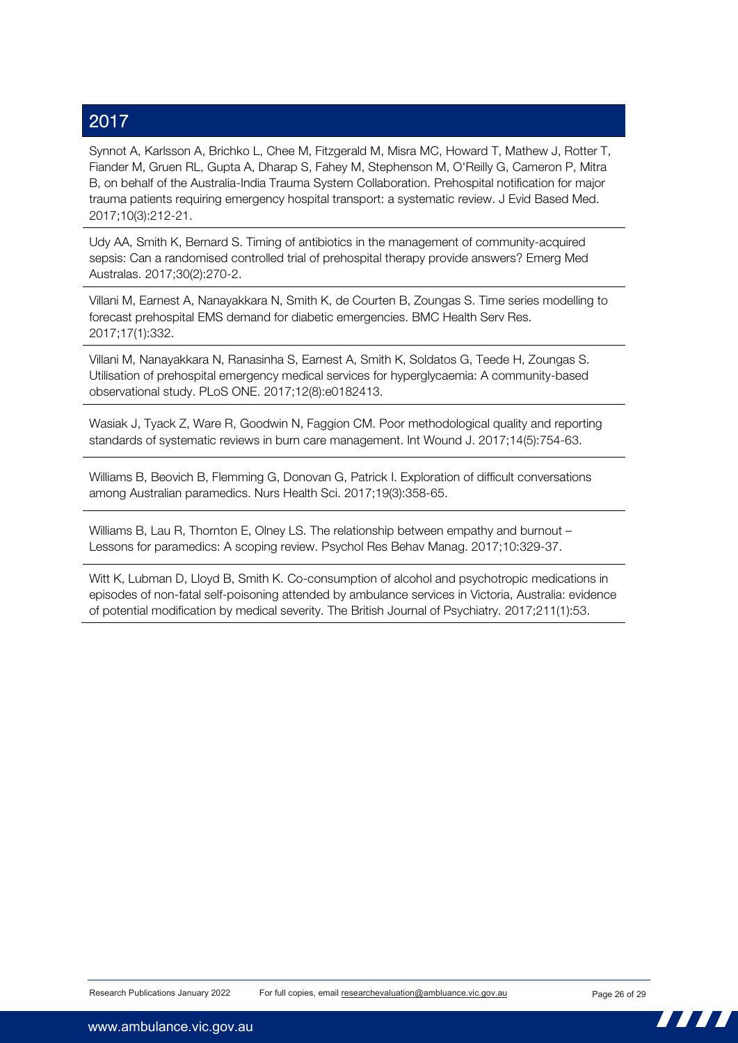## 2017

Synnot A, Karlsson A, Brichko L, Chee M, Fitzgerald M, Misra MC, Howard T, Mathew J, Rotter T, Fiander M, Gruen RL, Gupta A, Dharap S, Fahey M, Stephenson M, O'Reilly G, Cameron P, Mitra B, on behalf of the Australia-India Trauma System Collaboration. Prehospital notification for major trauma patients requiring emergency hospital transport: a systematic review. J Evid Based Med. 2017;10(3):212-21.

Udy AA, Smith K, Bernard S. Timing of antibiotics in the management of community-acquired sepsis: Can a randomised controlled trial of prehospital therapy provide answers? Emerg Med Australas. 2017;30(2):270-2.

Villani M, Earnest A, Nanayakkara N, Smith K, de Courten B, Zoungas S. Time series modelling to forecast prehospital EMS demand for diabetic emergencies. BMC Health Serv Res. 2017;17(1):332.

Villani M, Nanayakkara N, Ranasinha S, Earnest A, Smith K, Soldatos G, Teede H, Zoungas S. Utilisation of prehospital emergency medical services for hyperglycaemia: A community-based observational study. PLoS ONE. 2017;12(8):e0182413.

Wasiak J, Tyack Z, Ware R, Goodwin N, Faggion CM. Poor methodological quality and reporting standards of systematic reviews in burn care management. Int Wound J. 2017;14(5):754-63.

Williams B, Beovich B, Flemming G, Donovan G, Patrick I. Exploration of difficult conversations among Australian paramedics. Nurs Health Sci. 2017;19(3):358-65.

Williams B, Lau R, Thornton E, Olney LS. The relationship between empathy and burnout – Lessons for paramedics: A scoping review. Psychol Res Behav Manag. 2017;10:329-37.

Witt K, Lubman D, Lloyd B, Smith K. Co-consumption of alcohol and psychotropic medications in episodes of non-fatal self-poisoning attended by ambulance services in Victoria, Australia: evidence of potential modification by medical severity. The British Journal of Psychiatry. 2017;211(1):53.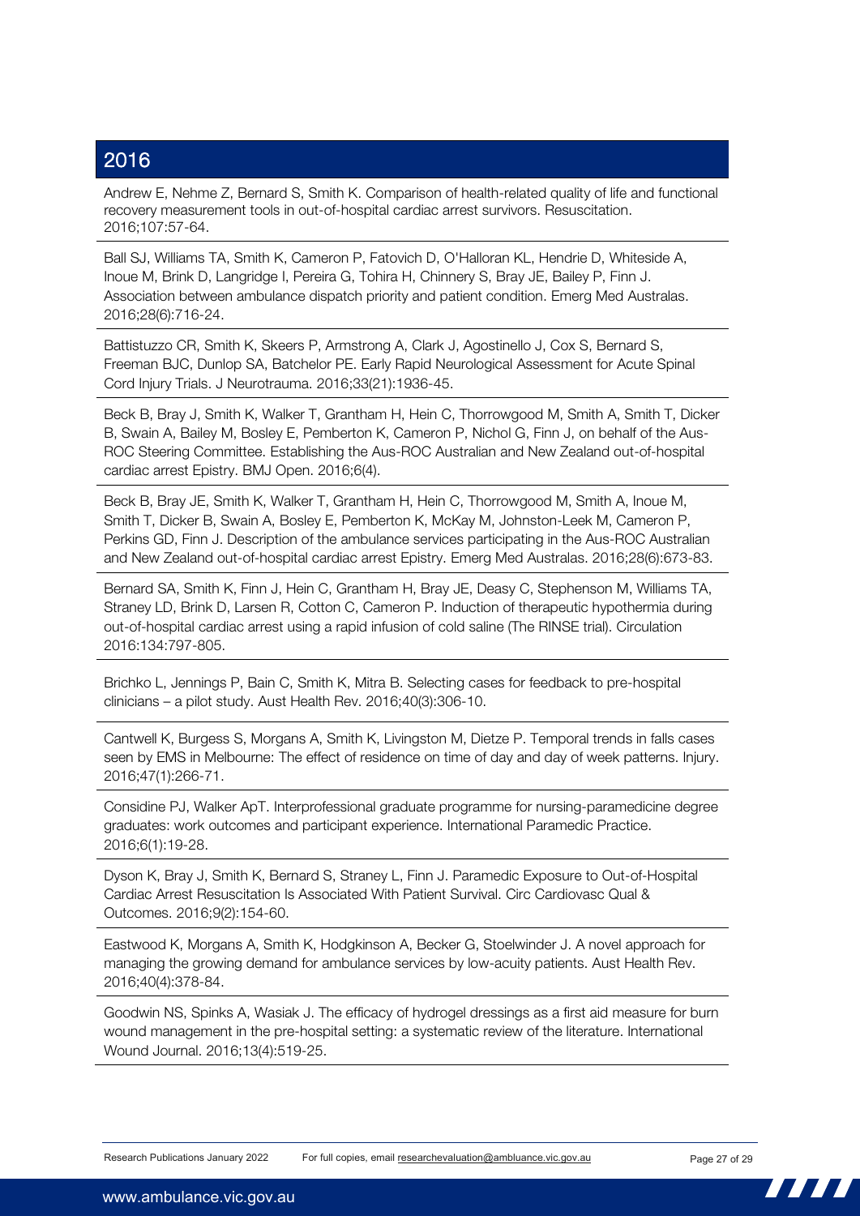## 2016

Andrew E, Nehme Z, Bernard S, Smith K. Comparison of health-related quality of life and functional recovery measurement tools in out-of-hospital cardiac arrest survivors. Resuscitation. 2016;107:57-64.

Ball SJ, Williams TA, Smith K, Cameron P, Fatovich D, O'Halloran KL, Hendrie D, Whiteside A, Inoue M, Brink D, Langridge I, Pereira G, Tohira H, Chinnery S, Bray JE, Bailey P, Finn J. Association between ambulance dispatch priority and patient condition. Emerg Med Australas. 2016;28(6):716-24.

Battistuzzo CR, Smith K, Skeers P, Armstrong A, Clark J, Agostinello J, Cox S, Bernard S, Freeman BJC, Dunlop SA, Batchelor PE. Early Rapid Neurological Assessment for Acute Spinal Cord Injury Trials. J Neurotrauma. 2016;33(21):1936-45.

Beck B, Bray J, Smith K, Walker T, Grantham H, Hein C, Thorrowgood M, Smith A, Smith T, Dicker B, Swain A, Bailey M, Bosley E, Pemberton K, Cameron P, Nichol G, Finn J, on behalf of the Aus-ROC Steering Committee. Establishing the Aus-ROC Australian and New Zealand out-of-hospital cardiac arrest Epistry. BMJ Open. 2016;6(4).

Beck B, Bray JE, Smith K, Walker T, Grantham H, Hein C, Thorrowgood M, Smith A, Inoue M, Smith T, Dicker B, Swain A, Bosley E, Pemberton K, McKay M, Johnston-Leek M, Cameron P, Perkins GD, Finn J. Description of the ambulance services participating in the Aus-ROC Australian and New Zealand out-of-hospital cardiac arrest Epistry. Emerg Med Australas. 2016;28(6):673-83.

Bernard SA, Smith K, Finn J, Hein C, Grantham H, Bray JE, Deasy C, Stephenson M, Williams TA, Straney LD, Brink D, Larsen R, Cotton C, Cameron P. Induction of therapeutic hypothermia during out-of-hospital cardiac arrest using a rapid infusion of cold saline (The RINSE trial). Circulation 2016:134:797-805.

Brichko L, Jennings P, Bain C, Smith K, Mitra B. Selecting cases for feedback to pre-hospital clinicians – a pilot study. Aust Health Rev. 2016;40(3):306-10.

Cantwell K, Burgess S, Morgans A, Smith K, Livingston M, Dietze P. Temporal trends in falls cases seen by EMS in Melbourne: The effect of residence on time of day and day of week patterns. Injury. 2016;47(1):266-71.

Considine PJ, Walker ApT. Interprofessional graduate programme for nursing-paramedicine degree graduates: work outcomes and participant experience. International Paramedic Practice. 2016;6(1):19-28.

Dyson K, Bray J, Smith K, Bernard S, Straney L, Finn J. Paramedic Exposure to Out-of-Hospital Cardiac Arrest Resuscitation Is Associated With Patient Survival. Circ Cardiovasc Qual & Outcomes. 2016;9(2):154-60.

Eastwood K, Morgans A, Smith K, Hodgkinson A, Becker G, Stoelwinder J. A novel approach for managing the growing demand for ambulance services by low-acuity patients. Aust Health Rev. 2016;40(4):378-84.

Goodwin NS, Spinks A, Wasiak J. The efficacy of hydrogel dressings as a first aid measure for burn wound management in the pre-hospital setting: a systematic review of the literature. International Wound Journal. 2016;13(4):519-25.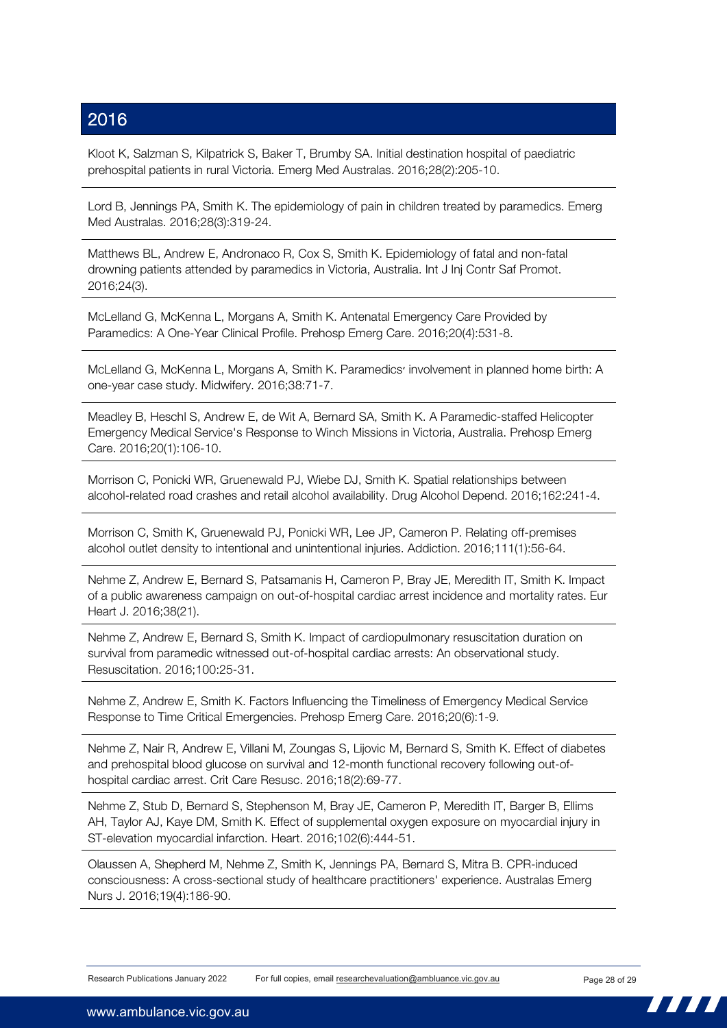## 2016

Kloot K, Salzman S, Kilpatrick S, Baker T, Brumby SA. Initial destination hospital of paediatric prehospital patients in rural Victoria. Emerg Med Australas. 2016;28(2):205-10.

Lord B, Jennings PA, Smith K. The epidemiology of pain in children treated by paramedics. Emerg Med Australas. 2016;28(3):319-24.

Matthews BL, Andrew E, Andronaco R, Cox S, Smith K. Epidemiology of fatal and non-fatal drowning patients attended by paramedics in Victoria, Australia. Int J Inj Contr Saf Promot. 2016;24(3).

McLelland G, McKenna L, Morgans A, Smith K. Antenatal Emergency Care Provided by Paramedics: A One-Year Clinical Profile. Prehosp Emerg Care. 2016;20(4):531-8.

McLelland G, McKenna L, Morgans A, Smith K. Paramedics' involvement in planned home birth: A one-year case study. Midwifery. 2016;38:71-7.

Meadley B, Heschl S, Andrew E, de Wit A, Bernard SA, Smith K. A Paramedic-staffed Helicopter Emergency Medical Service's Response to Winch Missions in Victoria, Australia. Prehosp Emerg Care. 2016;20(1):106-10.

Morrison C, Ponicki WR, Gruenewald PJ, Wiebe DJ, Smith K. Spatial relationships between alcohol-related road crashes and retail alcohol availability. Drug Alcohol Depend. 2016;162:241-4.

Morrison C, Smith K, Gruenewald PJ, Ponicki WR, Lee JP, Cameron P. Relating off-premises alcohol outlet density to intentional and unintentional injuries. Addiction. 2016;111(1):56-64.

Nehme Z, Andrew E, Bernard S, Patsamanis H, Cameron P, Bray JE, Meredith IT, Smith K. Impact of a public awareness campaign on out-of-hospital cardiac arrest incidence and mortality rates. Eur Heart J. 2016;38(21).

Nehme Z, Andrew E, Bernard S, Smith K. Impact of cardiopulmonary resuscitation duration on survival from paramedic witnessed out-of-hospital cardiac arrests: An observational study. Resuscitation. 2016;100:25-31.

Nehme Z, Andrew E, Smith K. Factors Influencing the Timeliness of Emergency Medical Service Response to Time Critical Emergencies. Prehosp Emerg Care. 2016;20(6):1-9.

Nehme Z, Nair R, Andrew E, Villani M, Zoungas S, Lijovic M, Bernard S, Smith K. Effect of diabetes and prehospital blood glucose on survival and 12-month functional recovery following out-of-hospital cardiac arrest. Crit Care Resusc. 2016;18(2):69-77.

Nehme Z, Stub D, Bernard S, Stephenson M, Bray JE, Cameron P, Meredith IT, Barger B, Ellims AH, Taylor AJ, Kaye DM, Smith K. Effect of supplemental oxygen exposure on myocardial injury in ST-elevation myocardial infarction. Heart. 2016;102(6):444-51.

Olaussen A, Shepherd M, Nehme Z, Smith K, Jennings PA, Bernard S, Mitra B. CPR-induced consciousness: A cross-sectional study of healthcare practitioners' experience. Australas Emerg Nurs J. 2016;19(4):186-90.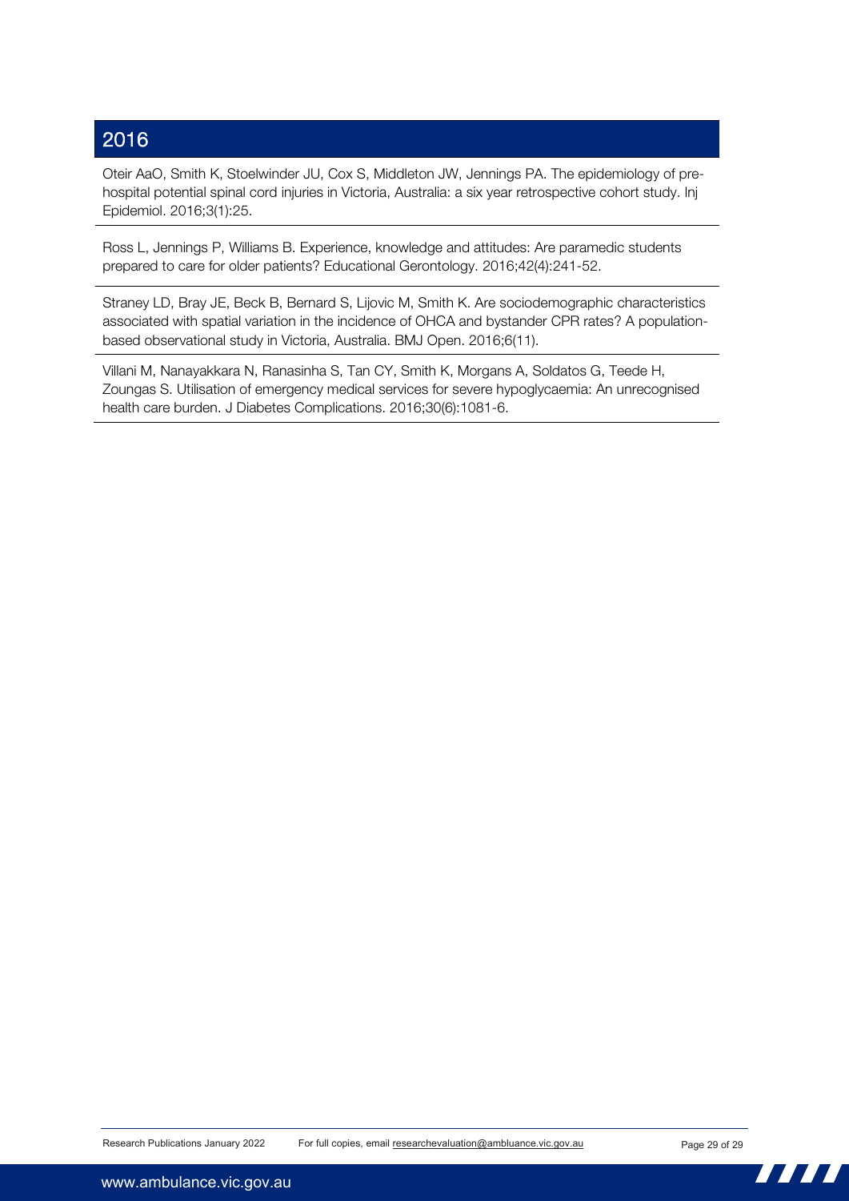## 2016

Oteir AaO, Smith K, Stoelwinder JU, Cox S, Middleton JW, Jennings PA. The epidemiology of pre-hospital potential spinal cord injuries in Victoria, Australia: a six year retrospective cohort study. Inj Epidemiol. 2016;3(1):25.

Ross L, Jennings P, Williams B. Experience, knowledge and attitudes: Are paramedic students prepared to care for older patients? Educational Gerontology. 2016;42(4):241-52.

Straney LD, Bray JE, Beck B, Bernard S, Lijovic M, Smith K. Are sociodemographic characteristics associated with spatial variation in the incidence of OHCA and bystander CPR rates? A population-based observational study in Victoria, Australia. BMJ Open. 2016;6(11).

Villani M, Nanayakkara N, Ranasinha S, Tan CY, Smith K, Morgans A, Soldatos G, Teede H, Zoungas S. Utilisation of emergency medical services for severe hypoglycaemia: An unrecognised health care burden. J Diabetes Complications. 2016;30(6):1081-6.